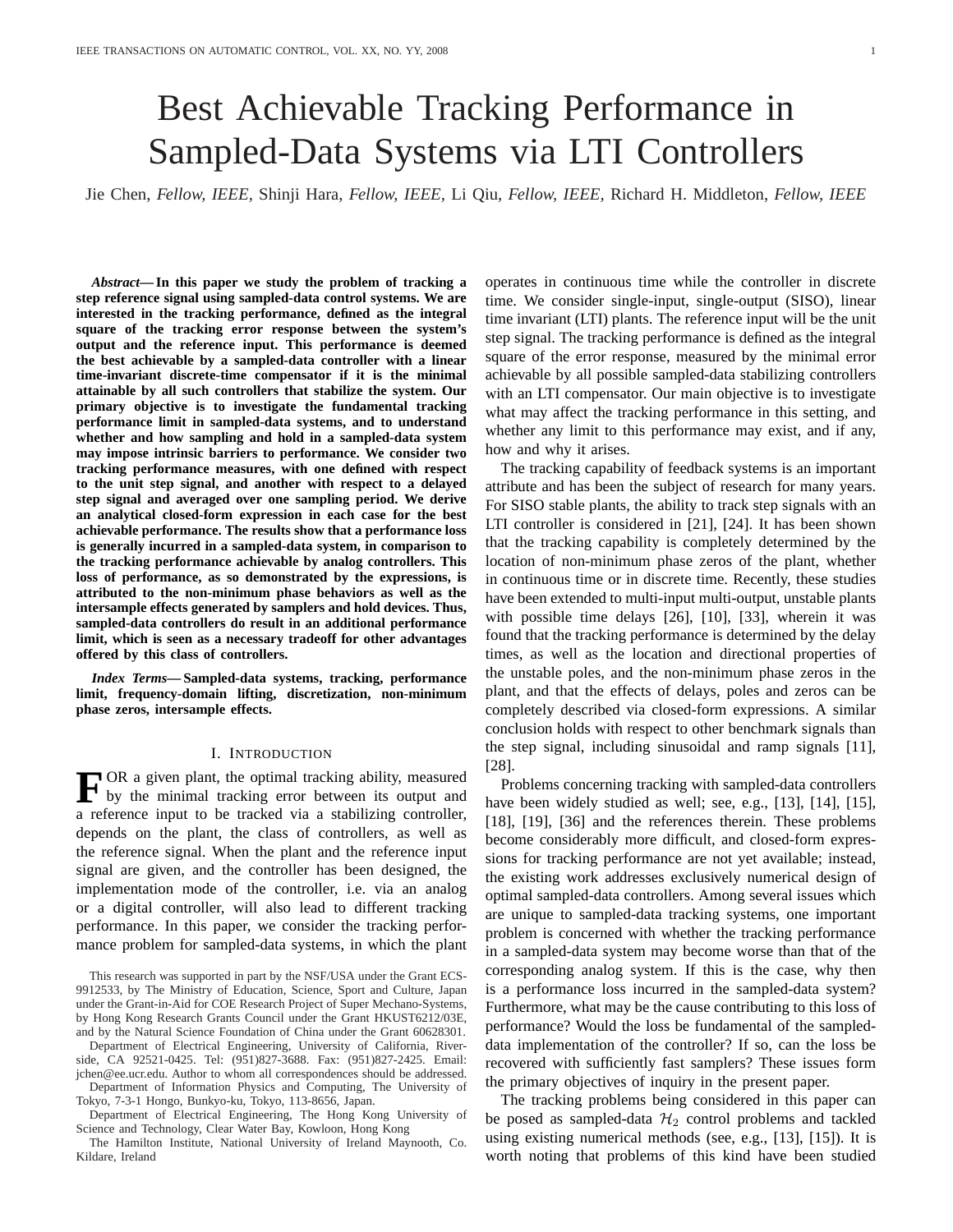# Best Achievable Tracking Performance in Sampled-Data Systems via LTI Controllers

Jie Chen, *Fellow, IEEE,* Shinji Hara, *Fellow, IEEE,* Li Qiu, *Fellow, IEEE,* Richard H. Middleton, *Fellow, IEEE*

***Abstract*— In this paper we study the problem of tracking a step reference signal using sampled-data control systems. We are interested in the tracking performance, defined as the integral square of the tracking error response between the system's output and the reference input. This performance is deemed the best achievable by a sampled-data controller with a linear time-invariant discrete-time compensator if it is the minimal attainable by all such controllers that stabilize the system. Our primary objective is to investigate the fundamental tracking performance limit in sampled-data systems, and to understand whether and how sampling and hold in a sampled-data system may impose intrinsic barriers to performance. We consider two tracking performance measures, with one defined with respect to the unit step signal, and another with respect to a delayed step signal and averaged over one sampling period. We derive an analytical closed-form expression in each case for the best achievable performance. The results show that a performance loss is generally incurred in a sampled-data system, in comparison to the tracking performance achievable by analog controllers. This loss of performance, as so demonstrated by the expressions, is attributed to the non-minimum phase behaviors as well as the intersample effects generated by samplers and hold devices. Thus, sampled-data controllers do result in an additional performance limit, which is seen as a necessary tradeoff for other advantages offered by this class of controllers.**

***Index Terms*— Sampled-data systems, tracking, performance limit, frequency-domain lifting, discretization, non-minimum phase zeros, intersample effects.**

## I. Introduction

For a given plant, the optimal tracking ability, measured by the minimal tracking error between its output and a reference input to be tracked via a stabilizing controller, depends on the plant, the class of controllers, as well as the reference signal. When the plant and the reference input signal are given, and the controller has been designed, the implementation mode of the controller, i.e. via an analog or a digital controller, will also lead to different tracking performance. In this paper, we consider the tracking performance problem for sampled-data systems, in which the plant operates in continuous time while the controller in discrete time. We consider single-input, single-output (SISO), linear time invariant (LTI) plants. The reference input will be the unit step signal. The tracking performance is defined as the integral square of the error response, measured by the minimal error achievable by all possible sampled-data stabilizing controllers with an LTI compensator. Our main objective is to investigate what may affect the tracking performance in this setting, and whether any limit to this performance may exist, and if any, how and why it arises.

The tracking capability of feedback systems is an important attribute and has been the subject of research for many years. For SISO stable plants, the ability to track step signals with an LTI controller is considered in [21], [24]. It has been shown that the tracking capability is completely determined by the location of non-minimum phase zeros of the plant, whether in continuous time or in discrete time. Recently, these studies have been extended to multi-input multi-output, unstable plants with possible time delays [26], [10], [33], wherein it was found that the tracking performance is determined by the delay times, as well as the location and directional properties of the unstable poles, and the non-minimum phase zeros in the plant, and that the effects of delays, poles and zeros can be completely described via closed-form expressions. A similar conclusion holds with respect to other benchmark signals than the step signal, including sinusoidal and ramp signals [11], [28].

Problems concerning tracking with sampled-data controllers have been widely studied as well; see, e.g., [13], [14], [15], [18], [19], [36] and the references therein. These problems become considerably more difficult, and closed-form expressions for tracking performance are not yet available; instead, the existing work addresses exclusively numerical design of optimal sampled-data controllers. Among several issues which are unique to sampled-data tracking systems, one important problem is concerned with whether the tracking performance in a sampled-data system may become worse than that of the corresponding analog system. If this is the case, why then is a performance loss incurred in the sampled-data system? Furthermore, what may be the cause contributing to this loss of performance? Would the loss be fundamental of the sampled-data implementation of the controller? If so, can the loss be recovered with sufficiently fast samplers? These issues form the primary objectives of inquiry in the present paper.

The tracking problems being considered in this paper can be posed as sampled-data $\mathcal{H}_2$ control problems and tackled using existing numerical methods (see, e.g., [13], [15]). It is worth noting that problems of this kind have been studied

This research was supported in part by the NSF/USA under the Grant ECS-9912533, by The Ministry of Education, Science, Sport and Culture, Japan under the Grant-in-Aid for COE Research Project of Super Mechano-Systems, by Hong Kong Research Grants Council under the Grant HKUST6212/03E, and by the Natural Science Foundation of China under the Grant 60628301.

Department of Electrical Engineering, University of California, Riverside, CA 92521-0425. Tel: (951)827-3688. Fax: (951)827-2425. Email: jchen@ee.ucr.edu. Author to whom all correspondences should be addressed.

Department of Information Physics and Computing, The University of Tokyo, 7-3-1 Hongo, Bunkyo-ku, Tokyo, 113-8656, Japan.

Department of Electrical Engineering, The Hong Kong University of Science and Technology, Clear Water Bay, Kowloon, Hong Kong

The Hamilton Institute, National University of Ireland Maynooth, Co. Kildare, Ireland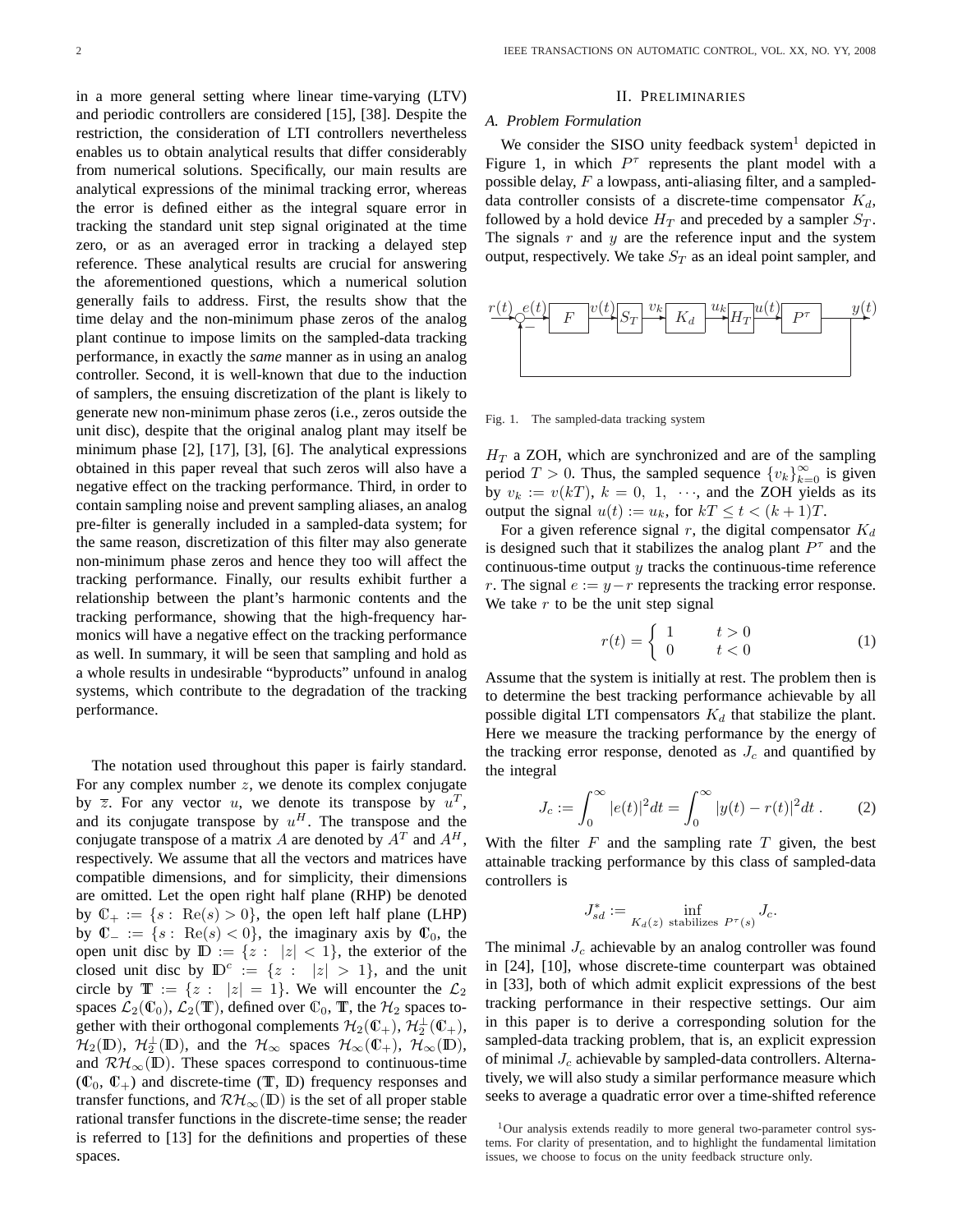in a more general setting where linear time-varying (LTV) and periodic controllers are considered [15], [38]. Despite the restriction, the consideration of LTI controllers nevertheless enables us to obtain analytical results that differ considerably from numerical solutions. Specifically, our main results are analytical expressions of the minimal tracking error, whereas the error is defined either as the integral square error in tracking the standard unit step signal originated at the time zero, or as an averaged error in tracking a delayed step reference. These analytical results are crucial for answering the aforementioned questions, which a numerical solution generally fails to address. First, the results show that the time delay and the non-minimum phase zeros of the analog plant continue to impose limits on the sampled-data tracking performance, in exactly the *same* manner as in using an analog controller. Second, it is well-known that due to the induction of samplers, the ensuing discretization of the plant is likely to generate new non-minimum phase zeros (i.e., zeros outside the unit disc), despite that the original analog plant may itself be minimum phase [2], [17], [3], [6]. The analytical expressions obtained in this paper reveal that such zeros will also have a negative effect on the tracking performance. Third, in order to contain sampling noise and prevent sampling aliases, an analog pre-filter is generally included in a sampled-data system; for the same reason, discretization of this filter may also generate non-minimum phase zeros and hence they too will affect the tracking performance. Finally, our results exhibit further a relationship between the plant's harmonic contents and the tracking performance, showing that the high-frequency harmonics will have a negative effect on the tracking performance as well. In summary, it will be seen that sampling and hold as a whole results in undesirable "byproducts" unfound in analog systems, which contribute to the degradation of the tracking performance.

The notation used throughout this paper is fairly standard. For any complex number $z$, we denote its complex conjugate by $\overline{z}$. For any vector $u$, we denote its transpose by $u^T$, and its conjugate transpose by $u^H$. The transpose and the conjugate transpose of a matrix $A$ are denoted by $A^T$ and $A^H$, respectively. We assume that all the vectors and matrices have compatible dimensions, and for simplicity, their dimensions are omitted. Let the open right half plane (RHP) be denoted by $\mathbb{C}_+ := \{s : \text{Re}(s) > 0\}$, the open left half plane (LHP) by $\mathbb{C}_- := \{s : \text{Re}(s) < 0\}$, the imaginary axis by $\mathbb{C}_0$, the open unit disc by $\mathbb{D} := \{z : |z| < 1\}$, the exterior of the closed unit disc by $\mathbb{D}^c := \{z : |z| > 1\}$, and the unit circle by $\mathbb{T} := \{z : |z| = 1\}$. We will encounter the $\mathcal{L}_2$ spaces $\mathcal{L}_2(\mathbb{C}_0)$, $\mathcal{L}_2(\mathbb{T})$, defined over $\mathbb{C}_0$, $\mathbb{T}$, the $\mathcal{H}_2$ spaces together with their orthogonal complements $\mathcal{H}_2(\mathbb{C}_+)$, $\mathcal{H}_2^\perp(\mathbb{C}_+)$, $\mathcal{H}_2(\mathbb{D})$, $\mathcal{H}_2^\perp(\mathbb{D})$, and the $\mathcal{H}_\infty$ spaces $\mathcal{H}_\infty(\mathbb{C}_+)$, $\mathcal{H}_\infty(\mathbb{D})$, and $\mathcal{RH}_\infty(\mathbb{D})$. These spaces correspond to continuous-time ($\mathbb{C}_0$, $\mathbb{C}_+$) and discrete-time ($\mathbb{T}$, $\mathbb{D}$) frequency responses and transfer functions, and $\mathcal{RH}_\infty(\mathbb{D})$ is the set of all proper stable rational transfer functions in the discrete-time sense; the reader is referred to [13] for the definitions and properties of these spaces.

## II. Preliminaries

### A. Problem Formulation

We consider the SISO unity feedback system[1] depicted in Figure 1, in which $P^\tau$ represents the plant model with a possible delay, $F$ a lowpass, anti-aliasing filter, and a sampled-data controller consists of a discrete-time compensator $K_d$, followed by a hold device $H_T$ and preceded by a sampler $S_T$. The signals $r$ and $y$ are the reference input and the system output, respectively. We take $S_T$ as an ideal point sampler, and $H_T$ a ZOH, which are synchronized and are of the sampling period $T > 0$. Thus, the sampled sequence $\{v_k\}_{k=0}^\infty$ is given by $v_k := v(kT)$, $k = 0, 1, \cdots$, and the ZOH yields as its output the signal $u(t) := u_k$, for $kT \le t < (k+1)T$.

Fig. 1. The sampled-data tracking system

For a given reference signal $r$, the digital compensator $K_d$ is designed such that it stabilizes the analog plant $P^\tau$ and the continuous-time output $y$ tracks the continuous-time reference $r$. The signal $e := y - r$ represents the tracking error response. We take $r$ to be the unit step signal

$$r(t) = \begin{cases} 1 & t > 0 \\ 0 & t < 0 \end{cases} \tag{1}$$

Assume that the system is initially at rest. The problem then is to determine the best tracking performance achievable by all possible digital LTI compensators $K_d$ that stabilize the plant. Here we measure the tracking performance by the energy of the tracking error response, denoted as $J_c$ and quantified by the integral

$$J_c := \int_0^\infty |e(t)|^2 dt = \int_0^\infty |y(t) - r(t)|^2 dt \,. \tag{2}$$

With the filter $F$ and the sampling rate $T$ given, the best attainable tracking performance by this class of sampled-data controllers is

$$J_{sd}^* := \inf_{K_d(z) \text{ stabilizes } P^\tau(s)} J_c.$$

The minimal $J_c$ achievable by an analog controller was found in [24], [10], whose discrete-time counterpart was obtained in [33], both of which admit explicit expressions of the best tracking performance in their respective settings. Our aim in this paper is to derive a corresponding solution for the sampled-data tracking problem, that is, an explicit expression of minimal $J_c$ achievable by sampled-data controllers. Alternatively, we will also study a similar performance measure which seeks to average a quadratic error over a time-shifted reference

[1] Our analysis extends readily to more general two-parameter control systems. For clarity of presentation, and to highlight the fundamental limitation issues, we choose to focus on the unity feedback structure only.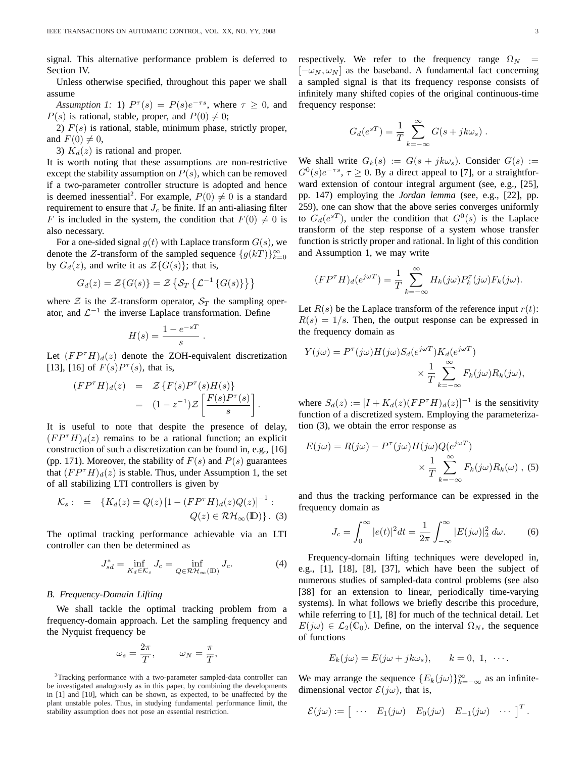signal. This alternative performance problem is deferred to Section IV.

Unless otherwise specified, throughout this paper we shall assume

*Assumption 1:* 1) $P^\tau(s) = P(s)e^{-\tau s}$, where $\tau \geq 0$, and $P(s)$ is rational, stable, proper, and $P(0) \neq 0$;

2) $F(s)$ is rational, stable, minimum phase, strictly proper, and $F(0) \neq 0$,

3) $K_d(z)$ is rational and proper.

It is worth noting that these assumptions are non-restrictive except the stability assumption on $P(s)$, which can be removed if a two-parameter controller structure is adopted and hence is deemed inessential[2]. For example, $P(0) \neq 0$ is a standard requirement to ensure that $J_c$ be finite. If an anti-aliasing filter $F$ is included in the system, the condition that $F(0) \neq 0$ is also necessary.

For a one-sided signal $g(t)$ with Laplace transform $G(s)$, we denote the $Z$-transform of the sampled sequence $\{g(kT)\}_{k=0}^{\infty}$ by $G_d(z)$, and write it as $\mathcal{Z}\{G(s)\}$; that is,

$$G_d(z) = \mathcal{Z}\{G(s)\} = \mathcal{Z}\left\{\mathcal{S}_T\left\{\mathcal{L}^{-1}\left\{G(s)\right\}\right\}\right\}$$

where $\mathcal{Z}$ is the $\mathcal{Z}$-transform operator, $\mathcal{S}_T$ the sampling operator, and $\mathcal{L}^{-1}$ the inverse Laplace transformation. Define

$$H(s) = \frac{1 - e^{-sT}}{s}\ .$$

Let $(FP^\tau H)_d(z)$ denote the ZOH-equivalent discretization [13], [16] of $F(s)P^\tau(s)$, that is,

$$\begin{aligned}(FP^\tau H)_d(z) &= \mathcal{Z}\left\{F(s)P^\tau(s)H(s)\right\} \\ &= (1 - z^{-1})\mathcal{Z}\left[\frac{F(s)P^\tau(s)}{s}\right].\end{aligned}$$

It is useful to note that despite the presence of delay, $(FP^\tau H)_d(z)$ remains to be a rational function; an explicit construction of such a discretization can be found in, e.g., [16] (pp. 171). Moreover, the stability of $F(s)$ and $P(s)$ guarantees that $(FP^\tau H)_d(z)$ is stable. Thus, under Assumption 1, the set of all stabilizing LTI controllers is given by

$$\begin{aligned}\mathcal{K}_s : \quad = \quad &\{K_d(z) = Q(z)\left[1 - (FP^\tau H)_d(z)Q(z)\right]^{-1} : \\ &Q(z) \in \mathcal{RH}_\infty(\mathbb{D})\}\,. \quad (3)\end{aligned}$$

The optimal tracking performance achievable via an LTI controller can then be determined as

$$J_{sd}^* = \inf_{K_d \in \mathcal{K}_s} J_c = \inf_{Q \in \mathcal{RH}_\infty(\mathbb{D})} J_c. \tag{4}$$

### B. Frequency-Domain Lifting

We shall tackle the optimal tracking problem from a frequency-domain approach. Let the sampling frequency and the Nyquist frequency be

$$\omega_s = \frac{2\pi}{T}, \qquad \omega_N = \frac{\pi}{T},$$

respectively. We refer to the frequency range $\Omega_N = [-\omega_N, \omega_N]$ as the baseband. A fundamental fact concerning a sampled signal is that its frequency response consists of infinitely many shifted copies of the original continuous-time frequency response:

$$G_d(e^{sT}) = \frac{1}{T}\sum_{k=-\infty}^{\infty} G(s + jk\omega_s)\ .$$

We shall write $G_k(s) := G(s + jk\omega_s)$. Consider $G(s) := G^0(s)e^{-\tau s}$, $\tau \geq 0$. By a direct appeal to [7], or a straightforward extension of contour integral argument (see, e.g., [25], pp. 147) employing the *Jordan lemma* (see, e.g., [22], pp. 259), one can show that the above series converges uniformly to $G_d(e^{sT})$, under the condition that $G^0(s)$ is the Laplace transform of the step response of a system whose transfer function is strictly proper and rational. In light of this condition and Assumption 1, we may write

$$(FP^\tau H)_d(e^{j\omega T}) = \frac{1}{T}\sum_{k=-\infty}^{\infty} H_k(j\omega)P_k^\tau(j\omega)F_k(j\omega).$$

Let $R(s)$ be the Laplace transform of the reference input $r(t)$: $R(s) = 1/s$. Then, the output response can be expressed in the frequency domain as

$$\begin{aligned}Y(j\omega) = P^\tau(j\omega)H(j\omega)&S_d(e^{j\omega T})K_d(e^{j\omega T}) \\ &\times \frac{1}{T}\sum_{k=-\infty}^{\infty} F_k(j\omega)R_k(j\omega),\end{aligned}$$

where $S_d(z) := [I + K_d(z)(FP^\tau H)_d(z)]^{-1}$ is the sensitivity function of a discretized system. Employing the parameterization (3), we obtain the error response as

$$\begin{aligned}E(j\omega) = R(j\omega) - P^\tau(j\omega)&H(j\omega)Q(e^{j\omega T}) \\ &\times \frac{1}{T}\sum_{k=-\infty}^{\infty} F_k(j\omega)R_k(\omega)\ , \quad (5)\end{aligned}$$

and thus the tracking performance can be expressed in the frequency domain as

$$J_c = \int_0^\infty |e(t)|^2 dt = \frac{1}{2\pi}\int_{-\infty}^{\infty} |E(j\omega)|_2^2\, d\omega. \tag{6}$$

Frequency-domain lifting techniques were developed in, e.g., [1], [18], [8], [37], which have been the subject of numerous studies of sampled-data control problems (see also [38] for an extension to linear, periodically time-varying systems). In what follows we briefly describe this procedure, while referring to [1], [8] for much of the technical detail. Let $E(j\omega) \in \mathcal{L}_2(\mathbb{C}_0)$. Define, on the interval $\Omega_N$, the sequence of functions

$$E_k(j\omega) = E(j\omega + jk\omega_s), \qquad k = 0,\ 1,\ \cdots.$$

We may arrange the sequence $\{E_k(j\omega)\}_{k=-\infty}^{\infty}$ as an infinite-dimensional vector $\mathcal{E}(j\omega)$, that is,

$$\mathcal{E}(j\omega) := \left[\begin{array}{ccccc} \cdots & E_1(j\omega) & E_0(j\omega) & E_{-1}(j\omega) & \cdots \end{array}\right]^T.$$

[2] Tracking performance with a two-parameter sampled-data controller can be investigated analogously as in this paper, by combining the developments in [1] and [10], which can be shown, as expected, to be unaffected by the plant unstable poles. Thus, in studying fundamental performance limit, the stability assumption does not pose an essential restriction.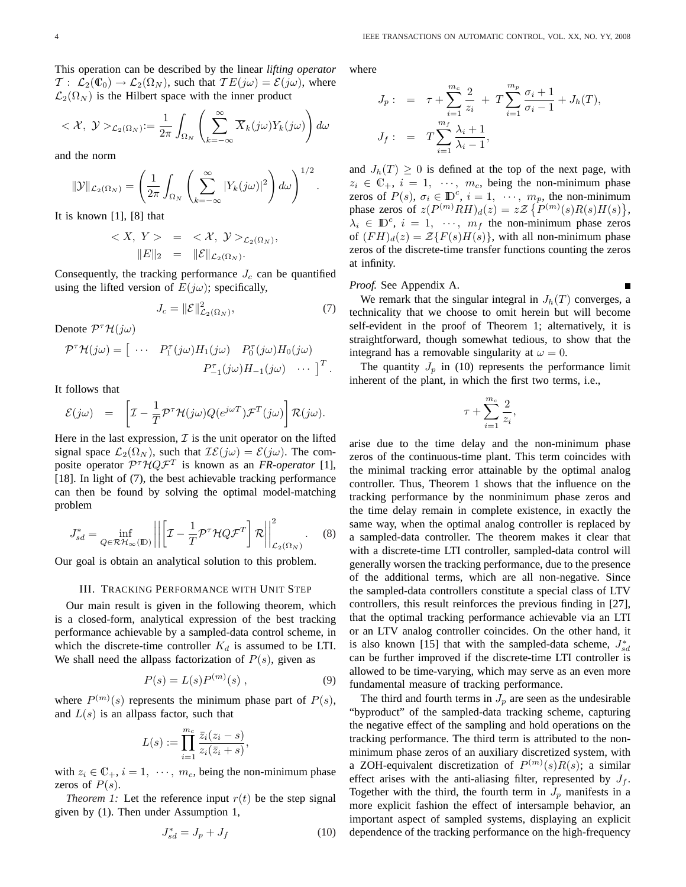This operation can be described by the linear *lifting operator* $\mathcal{T}: \mathcal{L}_2(\mathbb{C}_0) \to \mathcal{L}_2(\Omega_N)$, such that $\mathcal{T}E(j\omega) = \mathcal{E}(j\omega)$, where $\mathcal{L}_2(\Omega_N)$ is the Hilbert space with the inner product

$$< \mathcal{X},\ \mathcal{Y} >_{\mathcal{L}_2(\Omega_N)} := \frac{1}{2\pi}\int_{\Omega_N}\left(\sum_{k=-\infty}^{\infty} \overline{X}_k(j\omega)Y_k(j\omega)\right)d\omega$$

and the norm

$$\|\mathcal{Y}\|_{\mathcal{L}_2(\Omega_N)} = \left(\frac{1}{2\pi}\int_{\Omega_N}\left(\sum_{k=-\infty}^{\infty}|Y_k(j\omega)|^2\right)d\omega\right)^{1/2}.$$

It is known [1], [8] that

$$\begin{aligned} < X,\ Y > &= < \mathcal{X},\ \mathcal{Y} >_{\mathcal{L}_2(\Omega_N)}, \\ \|E\|_2 &= \|\mathcal{E}\|_{\mathcal{L}_2(\Omega_N)}. \end{aligned}$$

Consequently, the tracking performance $J_c$ can be quantified using the lifted version of $E(j\omega)$; specifically,

$$J_c = \|\mathcal{E}\|^2_{\mathcal{L}_2(\Omega_N)}, \tag{7}$$

Denote $\mathcal{P}^\tau\mathcal{H}(j\omega)$

$$\mathcal{P}^\tau\mathcal{H}(j\omega) = \left[\ \cdots \quad P_1^\tau(j\omega)H_1(j\omega) \quad P_0^\tau(j\omega)H_0(j\omega) \quad P_{-1}^\tau(j\omega)H_{-1}(j\omega) \quad \cdots\ \right]^T.$$

It follows that

$$\mathcal{E}(j\omega) = \left[\mathcal{I} - \frac{1}{T}\mathcal{P}^\tau\mathcal{H}(j\omega)Q(e^{j\omega T})\mathcal{F}^T(j\omega)\right]\mathcal{R}(j\omega).$$

Here in the last expression, $\mathcal{I}$ is the unit operator on the lifted signal space $\mathcal{L}_2(\Omega_N)$, such that $\mathcal{I}\mathcal{E}(j\omega) = \mathcal{E}(j\omega)$. The composite operator $\mathcal{P}^\tau\mathcal{H}Q\mathcal{F}^T$ is known as an *FR-operator* [1], [18]. In light of (7), the best achievable tracking performance can then be found by solving the optimal model-matching problem

$$J^*_{sd} = \inf_{Q\in\mathcal{RH}_\infty(\mathbb{D})}\left\|\left[\mathcal{I} - \frac{1}{T}\mathcal{P}^\tau\mathcal{H}Q\mathcal{F}^T\right]\mathcal{R}\right\|^2_{\mathcal{L}_2(\Omega_N)}. \tag{8}$$

Our goal is obtain an analytical solution to this problem.

## III. Tracking Performance with Unit Step

Our main result is given in the following theorem, which is a closed-form, analytical expression of the best tracking performance achievable by a sampled-data control scheme, in which the discrete-time controller $K_d$ is assumed to be LTI. We shall need the allpass factorization of $P(s)$, given as

$$P(s) = L(s)P^{(m)}(s)\ , \tag{9}$$

where $P^{(m)}(s)$ represents the minimum phase part of $P(s)$, and $L(s)$ is an allpass factor, such that

$$L(s) := \prod_{i=1}^{m_c}\frac{\bar{z}_i(z_i - s)}{z_i(\bar{z}_i + s)},$$

with $z_i \in \mathbb{C}_+$, $i = 1, \cdots, m_c$, being the non-minimum phase zeros of $P(s)$.

*Theorem 1:* Let the reference input $r(t)$ be the step signal given by (1). Then under Assumption 1,

$$J^*_{sd} = J_p + J_f \tag{10}$$

where

$$\begin{aligned} J_p: &= \tau + \sum_{i=1}^{m_c}\frac{2}{z_i} + T\sum_{i=1}^{m_p}\frac{\sigma_i + 1}{\sigma_i - 1} + J_h(T), \\ J_f: &= T\sum_{i=1}^{m_f}\frac{\lambda_i + 1}{\lambda_i - 1}, \end{aligned}$$

and $J_h(T) \geq 0$ is defined at the top of the next page, with $z_i \in \mathbb{C}_+$, $i = 1, \cdots, m_c$, being the non-minimum phase zeros of $P(s)$, $\sigma_i \in \mathbb{D}^c$, $i = 1, \cdots, m_p$, the non-minimum phase zeros of $z(P^{(m)}RH)_d(z) = z\mathcal{Z}\left\{P^{(m)}(s)R(s)H(s)\right\}$, $\lambda_i \in \mathbb{D}^c$, $i = 1, \cdots, m_f$ the non-minimum phase zeros of $(FH)_d(z) = \mathcal{Z}\{F(s)H(s)\}$, with all non-minimum phase zeros of the discrete-time transfer functions counting the zeros at infinity.

*Proof.* See Appendix A. ∎

We remark that the singular integral in $J_h(T)$ converges, a technicality that we choose to omit herein but will become self-evident in the proof of Theorem 1; alternatively, it is straightforward, though somewhat tedious, to show that the integrand has a removable singularity at $\omega = 0$.

The quantity $J_p$ in (10) represents the performance limit inherent of the plant, in which the first two terms, i.e.,

$$\tau + \sum_{i=1}^{m_c}\frac{2}{z_i},$$

arise due to the time delay and the non-minimum phase zeros of the continuous-time plant. This term coincides with the minimal tracking error attainable by the optimal analog controller. Thus, Theorem 1 shows that the influence on the tracking performance by the nonminimum phase zeros and the time delay remain in complete existence, in exactly the same way, when the optimal analog controller is replaced by a sampled-data controller. The theorem makes it clear that with a discrete-time LTI controller, sampled-data control will generally worsen the tracking performance, due to the presence of the additional terms, which are all non-negative. Since the sampled-data controllers constitute a special class of LTV controllers, this result reinforces the previous finding in [27], that the optimal tracking performance achievable via an LTI or an LTV analog controller coincides. On the other hand, it is also known [15] that with the sampled-data scheme, $J^*_{sd}$ can be further improved if the discrete-time LTI controller is allowed to be time-varying, which may serve as an even more fundamental measure of tracking performance.

The third and fourth terms in $J_p$ are seen as the undesirable "byproduct" of the sampled-data tracking scheme, capturing the negative effect of the sampling and hold operations on the tracking performance. The third term is attributed to the non-minimum phase zeros of an auxiliary discretized system, with a ZOH-equivalent discretization of $P^{(m)}(s)R(s)$; a similar effect arises with the anti-aliasing filter, represented by $J_f$. Together with the third, the fourth term in $J_p$ manifests in a more explicit fashion the effect of intersample behavior, an important aspect of sampled systems, displaying an explicit dependence of the tracking performance on the high-frequency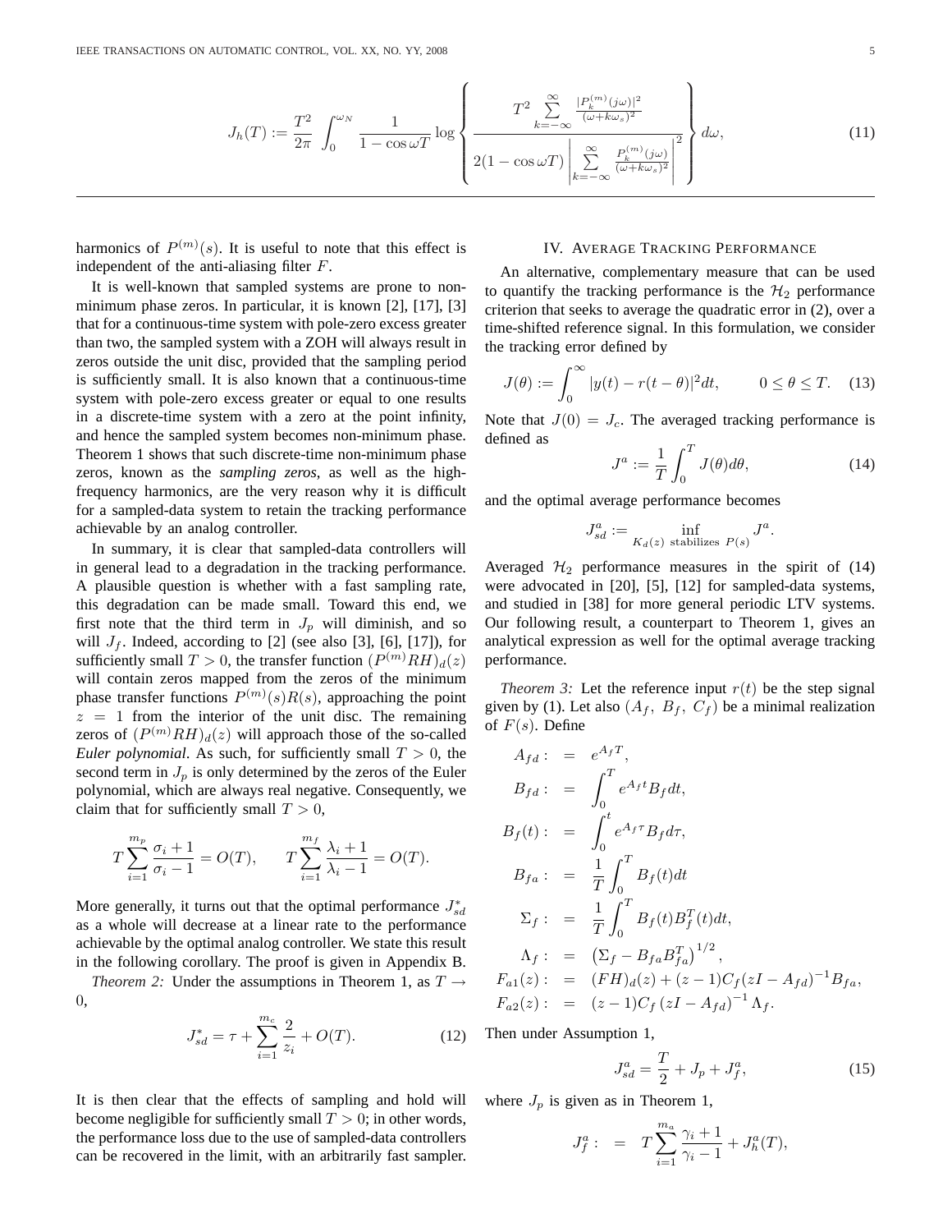$$
J_h(T) := \frac{T^2}{2\pi} \int_0^{\omega_N} \frac{1}{1-\cos\omega T} \log \left\{ \frac{T^2 \sum_{k=-\infty}^{\infty} \frac{|P_k^{(m)}(j\omega)|^2}{(\omega+k\omega_s)^2}}{2(1-\cos\omega T)\left| \sum_{k=-\infty}^{\infty} \frac{P_k^{(m)}(j\omega)}{(\omega+k\omega_s)^2} \right|^2} \right\} d\omega, \tag{11}
$$

harmonics of $P^{(m)}(s)$. It is useful to note that this effect is independent of the anti-aliasing filter $F$.

It is well-known that sampled systems are prone to non-minimum phase zeros. In particular, it is known [2], [17], [3] that for a continuous-time system with pole-zero excess greater than two, the sampled system with a ZOH will always result in zeros outside the unit disc, provided that the sampling period is sufficiently small. It is also known that a continuous-time system with pole-zero excess greater or equal to one results in a discrete-time system with a zero at the point infinity, and hence the sampled system becomes non-minimum phase. Theorem 1 shows that such discrete-time non-minimum phase zeros, known as the *sampling zeros*, as well as the high-frequency harmonics, are the very reason why it is difficult for a sampled-data system to retain the tracking performance achievable by an analog controller.

In summary, it is clear that sampled-data controllers will in general lead to a degradation in the tracking performance. A plausible question is whether with a fast sampling rate, this degradation can be made small. Toward this end, we first note that the third term in $J_p$ will diminish, and so will $J_f$. Indeed, according to [2] (see also [3], [6], [17]), for sufficiently small $T>0$, the transfer function $(P^{(m)}RH)_d(z)$ will contain zeros mapped from the zeros of the minimum phase transfer functions $P^{(m)}(s)R(s)$, approaching the point $z=1$ from the interior of the unit disc. The remaining zeros of $(P^{(m)}RH)_d(z)$ will approach those of the so-called *Euler polynomial*. As such, for sufficiently small $T>0$, the second term in $J_p$ is only determined by the zeros of the Euler polynomial, which are always real negative. Consequently, we claim that for sufficiently small $T>0$,

$$
T\sum_{i=1}^{m_p} \frac{\sigma_i+1}{\sigma_i-1} = O(T), \qquad T\sum_{i=1}^{m_f} \frac{\lambda_i+1}{\lambda_i-1} = O(T).
$$

More generally, it turns out that the optimal performance $J_{sd}^*$ as a whole will decrease at a linear rate to the performance achievable by the optimal analog controller. We state this result in the following corollary. The proof is given in Appendix B.

*Theorem 2:* Under the assumptions in Theorem 1, as $T\to 0$,

$$
J_{sd}^* = \tau + \sum_{i=1}^{m_c} \frac{2}{z_i} + O(T). \tag{12}
$$

It is then clear that the effects of sampling and hold will become negligible for sufficiently small $T>0$; in other words, the performance loss due to the use of sampled-data controllers can be recovered in the limit, with an arbitrarily fast sampler.

## IV. Average Tracking Performance

An alternative, complementary measure that can be used to quantify the tracking performance is the $\mathcal{H}_2$ performance criterion that seeks to average the quadratic error in (2), over a time-shifted reference signal. In this formulation, we consider the tracking error defined by

$$
J(\theta) := \int_0^\infty |y(t)-r(t-\theta)|^2 dt, \qquad 0\le\theta\le T. \tag{13}
$$

Note that $J(0)=J_c$. The averaged tracking performance is defined as

$$
J^a := \frac{1}{T}\int_0^T J(\theta)d\theta, \tag{14}
$$

and the optimal average performance becomes

$$
J_{sd}^a := \inf_{K_d(z) \text{ stabilizes } P(s)} J^a.
$$

Averaged $\mathcal{H}_2$ performance measures in the spirit of (14) were advocated in [20], [5], [12] for sampled-data systems, and studied in [38] for more general periodic LTV systems. Our following result, a counterpart to Theorem 1, gives an analytical expression as well for the optimal average tracking performance.

*Theorem 3:* Let the reference input $r(t)$ be the step signal given by (1). Let also $(A_f,\ B_f,\ C_f)$ be a minimal realization of $F(s)$. Define

$$
\begin{aligned}
A_{fd}: &= e^{A_f T},\\
B_{fd}: &= \int_0^T e^{A_f t} B_f dt,\\
B_f(t): &= \int_0^t e^{A_f \tau} B_f d\tau,\\
B_{fa}: &= \frac{1}{T}\int_0^T B_f(t)dt\\
\Sigma_f: &= \frac{1}{T}\int_0^T B_f(t)B_f^T(t)dt,\\
\Lambda_f: &= \left(\Sigma_f - B_{fa}B_{fa}^T\right)^{1/2},\\
F_{a1}(z): &= (FH)_d(z) + (z-1)C_f(zI-A_{fd})^{-1}B_{fa},\\
F_{a2}(z): &= (z-1)C_f\left(zI-A_{fd}\right)^{-1}\Lambda_f.
\end{aligned}
$$

Then under Assumption 1,

$$
J_{sd}^a = \frac{T}{2} + J_p + J_f^a, \tag{15}
$$

where $J_p$ is given as in Theorem 1,

$$
J_f^a: \;=\; T\sum_{i=1}^{m_a} \frac{\gamma_i+1}{\gamma_i-1} + J_h^a(T),
$$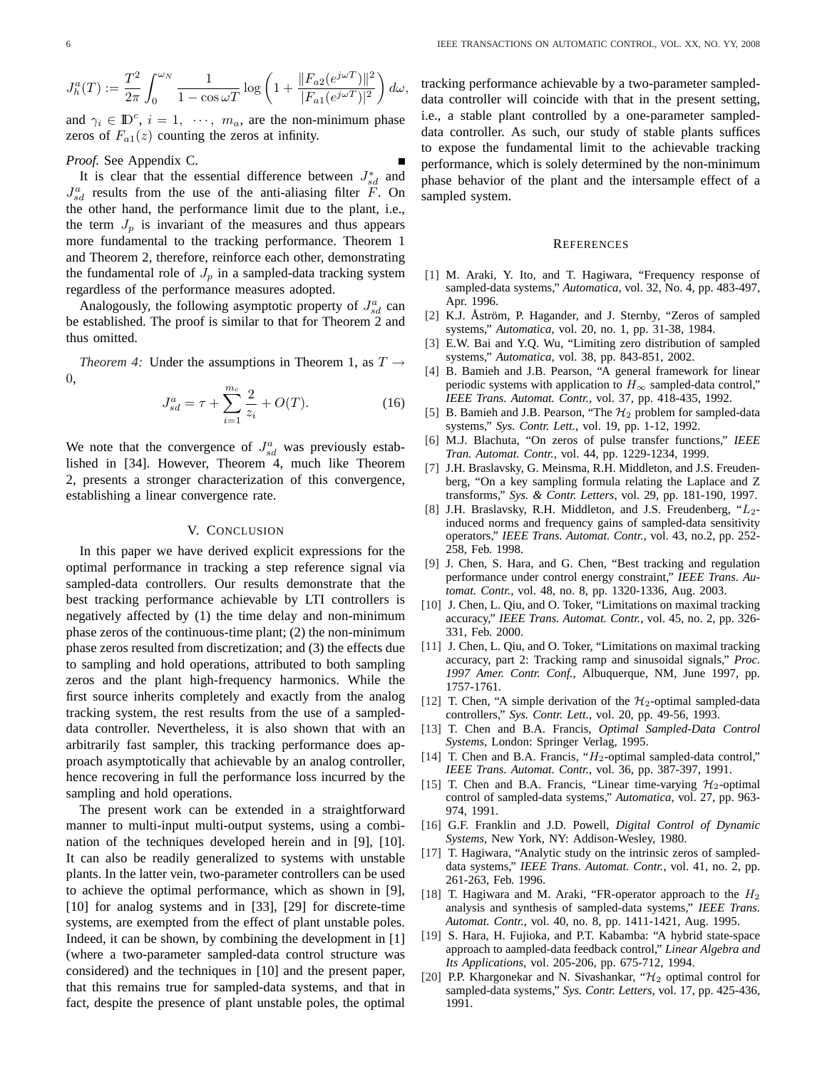$$J_h^a(T) := \frac{T^2}{2\pi}\int_0^{\omega_N} \frac{1}{1-\cos\omega T}\log\left(1+\frac{\|F_{a2}(e^{j\omega T})\|^2}{|F_{a1}(e^{j\omega T})|^2}\right) d\omega,$$

and $\gamma_i \in \mathbb{D}^c$, $i = 1, \cdots, m_a$, are the non-minimum phase zeros of $F_{a1}(z)$ counting the zeros at infinity.

*Proof.* See Appendix C. ∎

It is clear that the essential difference between $J_{sd}^*$ and $J_{sd}^a$ results from the use of the anti-aliasing filter $F$. On the other hand, the performance limit due to the plant, i.e., the term $J_p$ is invariant of the measures and thus appears more fundamental to the tracking performance. Theorem 1 and Theorem 2, therefore, reinforce each other, demonstrating the fundamental role of $J_p$ in a sampled-data tracking system regardless of the performance measures adopted.

Analogously, the following asymptotic property of $J_{sd}^a$ can be established. The proof is similar to that for Theorem 2 and thus omitted.

*Theorem 4:* Under the assumptions in Theorem 1, as $T \to 0$,

$$J_{sd}^a = \tau + \sum_{i=1}^{m_c} \frac{2}{z_i} + O(T). \tag{16}$$

We note that the convergence of $J_{sd}^a$ was previously established in [34]. However, Theorem 4, much like Theorem 2, presents a stronger characterization of this convergence, establishing a linear convergence rate.

## V. Conclusion

In this paper we have derived explicit expressions for the optimal performance in tracking a step reference signal via sampled-data controllers. Our results demonstrate that the best tracking performance achievable by LTI controllers is negatively affected by (1) the time delay and non-minimum phase zeros of the continuous-time plant; (2) the non-minimum phase zeros resulted from discretization; and (3) the effects due to sampling and hold operations, attributed to both sampling zeros and the plant high-frequency harmonics. While the first source inherits completely and exactly from the analog tracking system, the rest results from the use of a sampled-data controller. Nevertheless, it is also shown that with an arbitrarily fast sampler, this tracking performance does approach asymptotically that achievable by an analog controller, hence recovering in full the performance loss incurred by the sampling and hold operations.

The present work can be extended in a straightforward manner to multi-input multi-output systems, using a combination of the techniques developed herein and in [9], [10]. It can also be readily generalized to systems with unstable plants. In the latter vein, two-parameter controllers can be used to achieve the optimal performance, which as shown in [9], [10] for analog systems and in [33], [29] for discrete-time systems, are exempted from the effect of plant unstable poles. Indeed, it can be shown, by combining the development in [1] (where a two-parameter sampled-data control structure was considered) and the techniques in [10] and the present paper, that this remains true for sampled-data systems, and that in fact, despite the presence of plant unstable poles, the optimal tracking performance achievable by a two-parameter sampled-data controller will coincide with that in the present setting, i.e., a stable plant controlled by a one-parameter sampled-data controller. As such, our study of stable plants suffices to expose the fundamental limit to the achievable tracking performance, which is solely determined by the non-minimum phase behavior of the plant and the intersample effect of a sampled system.

## References

[1] M. Araki, Y. Ito, and T. Hagiwara, "Frequency response of sampled-data systems," *Automatica*, vol. 32, No. 4, pp. 483-497, Apr. 1996.

[2] K.J. Åström, P. Hagander, and J. Sternby, "Zeros of sampled systems," *Automatica*, vol. 20, no. 1, pp. 31-38, 1984.

[3] E.W. Bai and Y.Q. Wu, "Limiting zero distribution of sampled systems," *Automatica*, vol. 38, pp. 843-851, 2002.

[4] B. Bamieh and J.B. Pearson, "A general framework for linear periodic systems with application to $H_\infty$ sampled-data control," *IEEE Trans. Automat. Contr.*, vol. 37, pp. 418-435, 1992.

[5] B. Bamieh and J.B. Pearson, "The $\mathcal{H}_2$ problem for sampled-data systems," *Sys. Contr. Lett.*, vol. 19, pp. 1-12, 1992.

[6] M.J. Blachuta, "On zeros of pulse transfer functions," *IEEE Tran. Automat. Contr.*, vol. 44, pp. 1229-1234, 1999.

[7] J.H. Braslavsky, G. Meinsma, R.H. Middleton, and J.S. Freudenberg, "On a key sampling formula relating the Laplace and Z transforms," *Sys. & Contr. Letters*, vol. 29, pp. 181-190, 1997.

[8] J.H. Braslavsky, R.H. Middleton, and J.S. Freudenberg, "$L_2$-induced norms and frequency gains of sampled-data sensitivity operators," *IEEE Trans. Automat. Contr.*, vol. 43, no.2, pp. 252-258, Feb. 1998.

[9] J. Chen, S. Hara, and G. Chen, "Best tracking and regulation performance under control energy constraint," *IEEE Trans. Automat. Contr.*, vol. 48, no. 8, pp. 1320-1336, Aug. 2003.

[10] J. Chen, L. Qiu, and O. Toker, "Limitations on maximal tracking accuracy," *IEEE Trans. Automat. Contr.*, vol. 45, no. 2, pp. 326-331, Feb. 2000.

[11] J. Chen, L. Qiu, and O. Toker, "Limitations on maximal tracking accuracy, part 2: Tracking ramp and sinusoidal signals," *Proc. 1997 Amer. Contr. Conf.*, Albuquerque, NM, June 1997, pp. 1757-1761.

[12] T. Chen, "A simple derivation of the $\mathcal{H}_2$-optimal sampled-data controllers," *Sys. Contr. Lett.*, vol. 20, pp. 49-56, 1993.

[13] T. Chen and B.A. Francis, *Optimal Sampled-Data Control Systems*, London: Springer Verlag, 1995.

[14] T. Chen and B.A. Francis, "$H_2$-optimal sampled-data control," *IEEE Trans. Automat. Contr.*, vol. 36, pp. 387-397, 1991.

[15] T. Chen and B.A. Francis, "Linear time-varying $\mathcal{H}_2$-optimal control of sampled-data systems," *Automatica*, vol. 27, pp. 963-974, 1991.

[16] G.F. Franklin and J.D. Powell, *Digital Control of Dynamic Systems*, New York, NY: Addison-Wesley, 1980.

[17] T. Hagiwara, "Analytic study on the intrinsic zeros of sampled-data systems," *IEEE Trans. Automat. Contr.*, vol. 41, no. 2, pp. 261-263, Feb. 1996.

[18] T. Hagiwara and M. Araki, "FR-operator approach to the $H_2$ analysis and synthesis of sampled-data systems," *IEEE Trans. Automat. Contr.*, vol. 40, no. 8, pp. 1411-1421, Aug. 1995.

[19] S. Hara, H. Fujioka, and P.T. Kabamba: "A hybrid state-space approach to aampled-data feedback control," *Linear Algebra and Its Applications*, vol. 205-206, pp. 675-712, 1994.

[20] P.P. Khargonekar and N. Sivashankar, "$\mathcal{H}_2$ optimal control for sampled-data systems," *Sys. Contr. Letters*, vol. 17, pp. 425-436, 1991.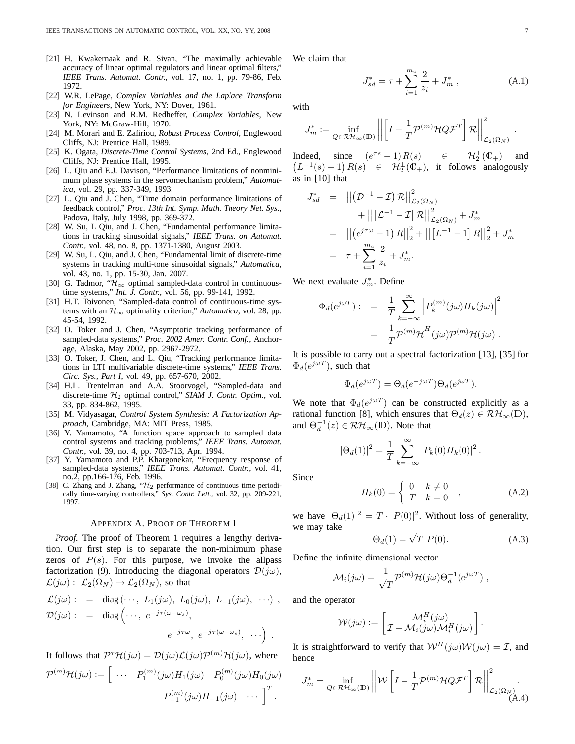[21] H. Kwakernaak and R. Sivan, "The maximally achievable accuracy of linear optimal regulators and linear optimal filters," *IEEE Trans. Automat. Contr.*, vol. 17, no. 1, pp. 79-86, Feb. 1972.

[22] W.R. LePage, *Complex Variables and the Laplace Transform for Engineers*, New York, NY: Dover, 1961.

[23] N. Levinson and R.M. Redheffer, *Complex Variables*, New York, NY: McGraw-Hill, 1970.

[24] M. Morari and E. Zafiriou, *Robust Process Control*, Englewood Cliffs, NJ: Prentice Hall, 1989.

[25] K. Ogata, *Discrete-Time Control Systems*, 2nd Ed., Englewood Cliffs, NJ: Prentice Hall, 1995.

[26] L. Qiu and E.J. Davison, "Performance limitations of nonminimum phase systems in the servomechanism problem," *Automatica*, vol. 29, pp. 337-349, 1993.

[27] L. Qiu and J. Chen, "Time domain performance limitations of feedback control," *Proc. 13th Int. Symp. Math. Theory Net. Sys.*, Padova, Italy, July 1998, pp. 369-372.

[28] W. Su, L Qiu, and J. Chen, "Fundamental performance limitations in tracking sinusoidal signals," *IEEE Trans. on Automat. Contr.*, vol. 48, no. 8, pp. 1371-1380, August 2003.

[29] W. Su, L. Qiu, and J. Chen, "Fundamental limit of discrete-time systems in tracking multi-tone sinusoidal signals," *Automatica*, vol. 43, no. 1, pp. 15-30, Jan. 2007.

[30] G. Tadmor, "$\mathcal{H}_\infty$ optimal sampled-data control in continuous-time systems," *Int. J. Contr.*, vol. 56, pp. 99-141, 1992.

[31] H.T. Toivonen, "Sampled-data control of continuous-time systems with an $\mathcal{H}_\infty$ optimality criterion," *Automatica*, vol. 28, pp. 45-54, 1992.

[32] O. Toker and J. Chen, "Asymptotic tracking performance of sampled-data systems," *Proc. 2002 Amer. Contr. Conf.*, Anchorage, Alaska, May 2002, pp. 2967-2972.

[33] O. Toker, J. Chen, and L. Qiu, "Tracking performance limitations in LTI multivariable discrete-time systems," *IEEE Trans. Circ. Sys., Part I*, vol. 49, pp. 657-670, 2002.

[34] H.L. Trentelman and A.A. Stoorvogel, "Sampled-data and discrete-time $\mathcal{H}_2$ optimal control," *SIAM J. Contr. Optim.*, vol. 33, pp. 834-862, 1995.

[35] M. Vidyasagar, *Control System Synthesis: A Factorization Approach*, Cambridge, MA: MIT Press, 1985.

[36] Y. Yamamoto, "A function space approach to sampled data control systems and tracking problems," *IEEE Trans. Automat. Contr.*, vol. 39, no. 4, pp. 703-713, Apr. 1994.

[37] Y. Yamamoto and P.P. Khargonekar, "Frequency response of sampled-data systems," *IEEE Trans. Automat. Contr.*, vol. 41, no.2, pp.166-176, Feb. 1996.

[38] C. Zhang and J. Zhang, "$\mathcal{H}_2$ performance of continuous time periodically time-varying controllers," *Sys. Contr. Lett.*, vol. 32, pp. 209-221, 1997.

## Appendix A. Proof of Theorem 1

*Proof.* The proof of Theorem 1 requires a lengthy derivation. Our first step is to separate the non-minimum phase zeros of $P(s)$. For this purpose, we invoke the allpass factorization (9). Introducing the diagonal operators $\mathcal{D}(j\omega)$, $\mathcal{L}(j\omega):\ \mathcal{L}_2(\Omega_N)\to\mathcal{L}_2(\Omega_N)$, so that

$$
\begin{aligned}
\mathcal{L}(j\omega): &= \operatorname{diag}\left(\cdots,\ L_1(j\omega),\ L_0(j\omega),\ L_{-1}(j\omega),\ \cdots\right),\\
\mathcal{D}(j\omega): &= \operatorname{diag}\Big(\cdots,\ e^{-j\tau(\omega+\omega_s)},\\
&\qquad e^{-j\tau\omega},\ e^{-j\tau(\omega-\omega_s)},\ \cdots\Big).
\end{aligned}
$$

It follows that $\mathcal{P}^\tau\mathcal{H}(j\omega)=\mathcal{D}(j\omega)\mathcal{L}(j\omega)\mathcal{P}^{(m)}\mathcal{H}(j\omega)$, where

$$
\mathcal{P}^{(m)}\mathcal{H}(j\omega) := \Big[\ \cdots\quad P_1^{(m)}(j\omega)H_1(j\omega)\quad P_0^{(m)}(j\omega)H_0(j\omega)\quad P_{-1}^{(m)}(j\omega)H_{-1}(j\omega)\quad\cdots\ \Big]^T.
$$

We claim that

$$
J_{sd}^* = \tau + \sum_{i=1}^{m_c}\frac{2}{z_i} + J_m^*\,, \tag{A.1}
$$

with

$$
J_m^* := \inf_{Q\in\mathcal{RH}_\infty(\mathbb{D})}\left|\left|\left[I-\frac{1}{T}\mathcal{P}^{(m)}\mathcal{H}Q\mathcal{F}^T\right]\mathcal{R}\right|\right|^2_{\mathcal{L}_2(\Omega_N)}.
$$

Indeed, since $(e^{\tau s}-1)\,R(s)\in\mathcal{H}_2^\perp(\mathbb{C}_+)$ and $\left(L^{-1}(s)-1\right)R(s)\in\mathcal{H}_2^\perp(\mathbb{C}_+)$, it follows analogously as in [10] that

$$
\begin{aligned}
J_{sd}^* &= \left|\left|\left(\mathcal{D}^{-1}-\mathcal{I}\right)\mathcal{R}\right|\right|^2_{\mathcal{L}_2(\Omega_N)}\\
&\quad + \left|\left|\left[\mathcal{L}^{-1}-\mathcal{I}\right]\mathcal{R}\right|\right|^2_{\mathcal{L}_2(\Omega_N)} + J_m^*\\
&= \left|\left|\left(e^{j\tau\omega}-1\right)R\right|\right|_2^2 + \left|\left|\left[L^{-1}-1\right]R\right|\right|_2^2 + J_m^*\\
&= \tau + \sum_{i=1}^{m_c}\frac{2}{z_i} + J_m^*.
\end{aligned}
$$

We next evaluate $J_m^*$. Define

$$
\begin{aligned}
\Phi_d(e^{j\omega T}): &= \frac{1}{T}\sum_{k=-\infty}^{\infty}\left|P_k^{(m)}(j\omega)H_k(j\omega)\right|^2\\
&= \frac{1}{T}\mathcal{P}^{(m)}\mathcal{H}^H(j\omega)\mathcal{P}^{(m)}\mathcal{H}(j\omega)\,.
\end{aligned}
$$

It is possible to carry out a spectral factorization [13], [35] for $\Phi_d(e^{j\omega T})$, such that

$$
\Phi_d(e^{j\omega T}) = \Theta_d(e^{-j\omega T})\Theta_d(e^{j\omega T}).
$$

We note that $\Phi_d(e^{j\omega T})$ can be constructed explicitly as a rational function [8], which ensures that $\Theta_d(z)\in\mathcal{RH}_\infty(\mathbb{D})$, and $\Theta_d^{-1}(z)\in\mathcal{RH}_\infty(\mathbb{D})$. Note that

$$
|\Theta_d(1)|^2 = \frac{1}{T}\sum_{k=-\infty}^{\infty}|P_k(0)H_k(0)|^2\,.
$$

Since

$$
H_k(0) = \begin{cases} 0 & k\neq 0\\ T & k=0\end{cases}\,, \tag{A.2}
$$

we have $|\Theta_d(1)|^2 = T\cdot|P(0)|^2$. Without loss of generality, we may take

$$
\Theta_d(1) = \sqrt{T}\ P(0). \tag{A.3}
$$

Define the infinite dimensional vector

$$
\mathcal{M}_i(j\omega) = \frac{1}{\sqrt{T}}\mathcal{P}^{(m)}\mathcal{H}(j\omega)\Theta_d^{-1}(e^{j\omega T})\,,
$$

and the operator

$$
\mathcal{W}(j\omega) := \begin{bmatrix}\mathcal{M}_i^H(j\omega)\\ \mathcal{I}-\mathcal{M}_i(j\omega)\mathcal{M}_i^H(j\omega)\end{bmatrix}.
$$

It is straightforward to verify that $\mathcal{W}^H(j\omega)\mathcal{W}(j\omega)=\mathcal{I}$, and hence

$$
J_m^* = \inf_{Q\in\mathcal{RH}_\infty(\mathbb{D})}\left|\left|\mathcal{W}\left[I-\frac{1}{T}\mathcal{P}^{(m)}\mathcal{H}Q\mathcal{F}^T\right]\mathcal{R}\right|\right|^2_{\mathcal{L}_2(\Omega_N)}. \tag{A.4}
$$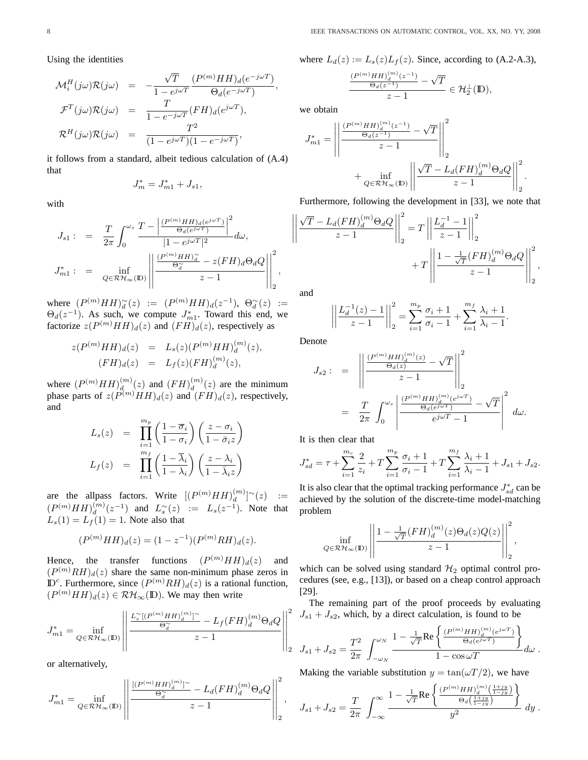Using the identities

$$\begin{aligned}
\mathcal{M}_i^H(j\omega)\mathcal{R}(j\omega) &= -\frac{\sqrt{T}}{1-e^{j\omega T}}\frac{(P^{(m)}HH)_d(e^{-j\omega T})}{\Theta_d(e^{-j\omega T})}, \\
\mathcal{F}^T(j\omega)\mathcal{R}(j\omega) &= \frac{T}{1-e^{-j\omega T}}(FH)_d(e^{j\omega T}), \\
\mathcal{R}^H(j\omega)\mathcal{R}(j\omega) &= \frac{T^2}{(1-e^{j\omega T})(1-e^{-j\omega T})},
\end{aligned}$$

it follows from a standard, albeit tedious calculation of (A.4) that

$$J_m^* = J_{m1}^* + J_{s1},$$

with

$$\begin{aligned}
J_{s1} : &= \frac{T}{2\pi}\int_0^{\omega_s} \frac{T - \left|\frac{(P^{(m)}HH)_d(e^{j\omega T})}{\Theta_d(e^{j\omega T})}\right|^2}{|1-e^{j\omega T}|^2} d\omega, \\
J_{m1}^* : &= \inf_{Q\in\mathcal{RH}_\infty(\mathbb{D})} \left\| \frac{\frac{(P^{(m)}HH)_d^{\sim}}{\Theta_d^{\sim}} - z(FH)_d\Theta_d Q}{z-1} \right\|_2^2,
\end{aligned}$$

where $(P^{(m)}HH)_d^{\sim}(z) := (P^{(m)}HH)_d(z^{-1})$, $\Theta_d^{\sim}(z) := \Theta_d(z^{-1})$. As such, we compute $J_{m1}^*$. Toward this end, we factorize $z(P^{(m)}HH)_d(z)$ and $(FH)_d(z)$, respectively as

$$\begin{aligned}
z(P^{(m)}HH)_d(z) &= L_s(z)(P^{(m)}HH)_d^{(m)}(z), \\
(FH)_d(z) &= L_f(z)(FH)_d^{(m)}(z),
\end{aligned}$$

where $(P^{(m)}HH)_d^{(m)}(z)$ and $(FH)_d^{(m)}(z)$ are the minimum phase parts of $z(P^{(m)}HH)_d(z)$ and $(FH)_d(z)$, respectively, and

$$\begin{aligned}
L_s(z) &= \prod_{i=1}^{m_p}\left(\frac{1-\overline{\sigma}_i}{1-\sigma_i}\right)\left(\frac{z-\sigma_i}{1-\bar{\sigma}_i z}\right) \\
L_f(z) &= \prod_{i=1}^{m_f}\left(\frac{1-\overline{\lambda}_i}{1-\lambda_i}\right)\left(\frac{z-\lambda_i}{1-\bar{\lambda}_i z}\right)
\end{aligned}$$

are the allpass factors. Write $[(P^{(m)}HH)_d^{(m)}]^{\sim}(z) := (P^{(m)}HH)_d^{(m)}(z^{-1})$ and $L_s^{\sim}(z) := L_s(z^{-1})$. Note that $L_s(1) = L_f(1) = 1$. Note also that

$$(P^{(m)}HH)_d(z) = (1-z^{-1})(P^{(m)}RH)_d(z).$$

Hence, the transfer functions $(P^{(m)}HH)_d(z)$ and $(P^{(m)}RH)_d(z)$ share the same non-minimum phase zeros in $\mathbb{D}^c$. Furthermore, since $(P^{(m)}RH)_d(z)$ is a rational function, $(P^{(m)}HH)_d(z) \in \mathcal{RH}_\infty(\mathbb{D})$. We may then write

$$J_{m1}^* = \inf_{Q\in\mathcal{RH}_\infty(\mathbb{D})} \left\| \frac{\frac{L_s^{\sim}[(P^{(m)}HH)_d^{(m)}]^{\sim}}{\Theta_d^{\sim}} - L_f(FH)_d^{(m)}\Theta_d Q}{z-1} \right\|_2^2$$

or alternatively,

$$J_{m1}^* = \inf_{Q\in\mathcal{RH}_\infty(\mathbb{D})} \left\| \frac{\frac{[(P^{(m)}HH)_d^{(m)}]^{\sim}}{\Theta_d^{\sim}} - L_d(FH)_d^{(m)}\Theta_d Q}{z-1} \right\|_2^2,$$

where $L_d(z) := L_s(z)L_f(z)$. Since, according to (A.2-A.3),

$$\frac{\frac{(P^{(m)}HH)_d^{(m)}(z^{-1})}{\Theta_d(z^{-1})} - \sqrt{T}}{z-1} \in \mathcal{H}_2^{\perp}(\mathbb{D}),$$

we obtain

$$J_{m1}^* = \left\| \frac{\frac{(P^{(m)}HH)_d^{(m)}(z^{-1})}{\Theta_d(z^{-1})} - \sqrt{T}}{z-1} \right\|_2^2 + \inf_{Q\in\mathcal{RH}_\infty(\mathbb{D})} \left\| \frac{\sqrt{T} - L_d(FH)_d^{(m)}\Theta_d Q}{z-1} \right\|_2^2.$$

Furthermore, following the development in [33], we note that

$$\left\| \frac{\sqrt{T} - L_d(FH)_d^{(m)}\Theta_d Q}{z-1} \right\|_2^2 = T\left\| \frac{L_d^{-1}-1}{z-1} \right\|_2^2 + T\left\| \frac{1 - \frac{1}{\sqrt{T}}(FH)_d^{(m)}\Theta_d Q}{z-1} \right\|_2^2,$$

and

$$\left\| \frac{L_d^{-1}(z)-1}{z-1} \right\|_2^2 = \sum_{i=1}^{m_p} \frac{\sigma_i+1}{\sigma_i-1} + \sum_{i=1}^{m_f} \frac{\lambda_i+1}{\lambda_i-1}.$$

Denote

$$\begin{aligned}
J_{s2} : &= \left\| \frac{\frac{(P^{(m)}HH)_d^{(m)}(z)}{\Theta_d(z)} - \sqrt{T}}{z-1} \right\|_2^2 \\
&= \frac{T}{2\pi}\int_0^{\omega_s} \left| \frac{\frac{(P^{(m)}HH)_d^{(m)}(e^{j\omega T})}{\Theta_d(e^{j\omega T})} - \sqrt{T}}{e^{j\omega T}-1} \right|^2 d\omega.
\end{aligned}$$

It is then clear that

$$J_{sd}^* = \tau + \sum_{i=1}^{m_c}\frac{2}{z_i} + T\sum_{i=1}^{m_p}\frac{\sigma_i+1}{\sigma_i-1} + T\sum_{i=1}^{m_f}\frac{\lambda_i+1}{\lambda_i-1} + J_{s1} + J_{s2}.$$

It is also clear that the optimal tracking performance $J_{sd}^*$ can be achieved by the solution of the discrete-time model-matching problem

$$\inf_{Q\in\mathcal{RH}_\infty(\mathbb{D})} \left\| \frac{1 - \frac{1}{\sqrt{T}}(FH)_d^{(m)}(z)\Theta_d(z)Q(z)}{z-1} \right\|_2^2,$$

which can be solved using standard $\mathcal{H}_2$ optimal control procedures (see, e.g., [13]), or based on a cheap control approach [29].

The remaining part of the proof proceeds by evaluating $J_{s1} + J_{s2}$, which, by a direct calculation, is found to be

$$J_{s1} + J_{s2} = \frac{T^2}{2\pi}\int_{-\omega_N}^{\omega_N} \frac{1 - \frac{1}{\sqrt{T}}\mathrm{Re}\left\{\frac{(P^{(m)}HH)_d^{(m)}(e^{j\omega T})}{\Theta_d(e^{j\omega T})}\right\}}{1-\cos\omega T} d\omega\,.$$

Making the variable substitution $y = \tan(\omega T/2)$, we have

$$J_{s1} + J_{s2} = \frac{T}{2\pi}\int_{-\infty}^{\infty} \frac{1 - \frac{1}{\sqrt{T}}\mathrm{Re}\left\{\frac{(P^{(m)}HH)_d^{(m)}\left(\frac{1+jy}{1-jy}\right)}{\Theta_d\left(\frac{1+jy}{1-jy}\right)}\right\}}{y^2}\,dy\,.$$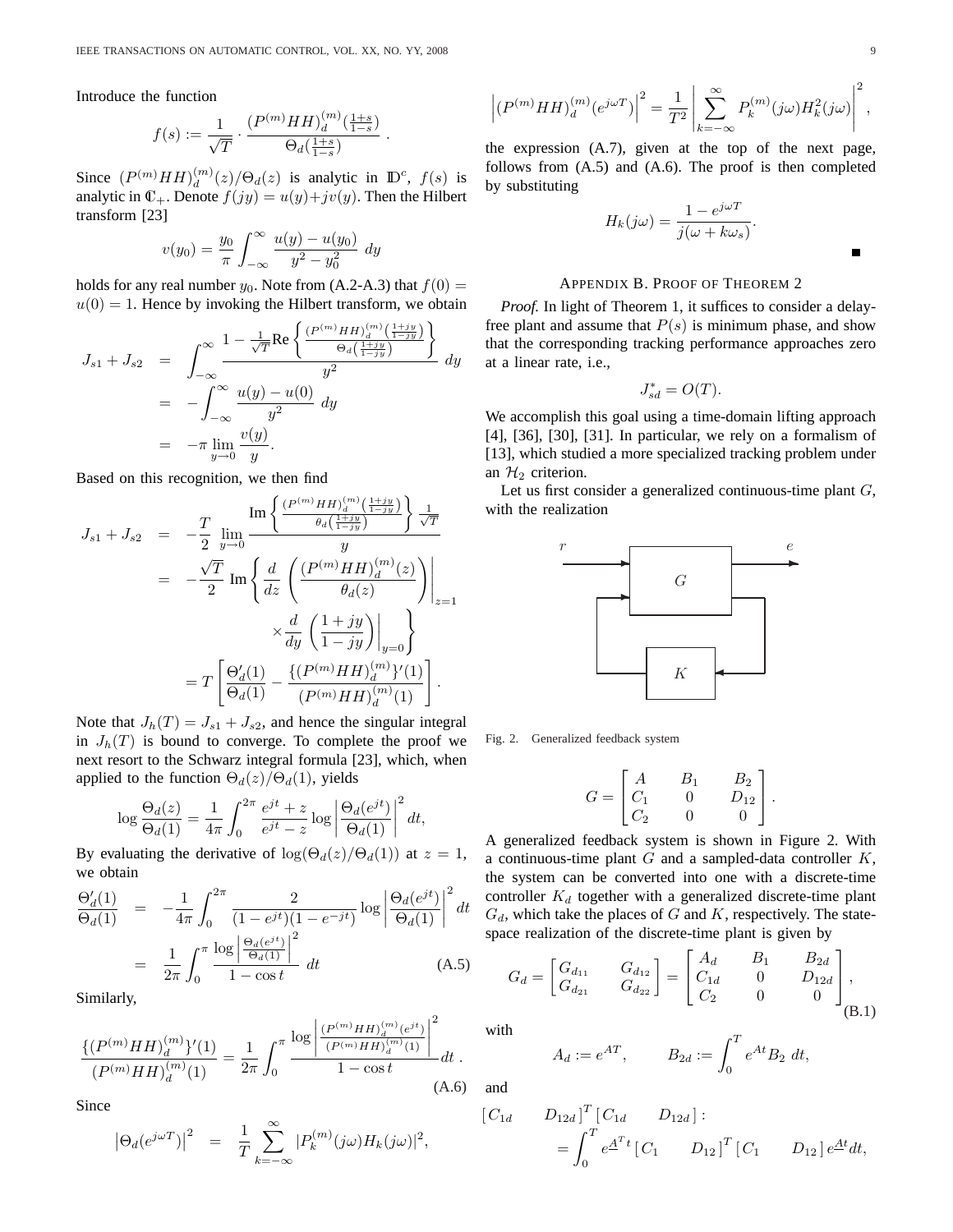Introduce the function

$$f(s) := \frac{1}{\sqrt{T}} \cdot \frac{(P^{(m)}HH)_d^{(m)}(\frac{1+s}{1-s})}{\Theta_d(\frac{1+s}{1-s})}.$$

Since $(P^{(m)}HH)_d^{(m)}(z)/\Theta_d(z)$ is analytic in $\mathbb{D}^c$, $f(s)$ is analytic in $\mathbb{C}_+$. Denote $f(jy) = u(y)+jv(y)$. Then the Hilbert transform [23]

$$v(y_0) = \frac{y_0}{\pi}\int_{-\infty}^{\infty} \frac{u(y)-u(y_0)}{y^2-y_0^2}\ dy$$

holds for any real number $y_0$. Note from (A.2-A.3) that $f(0) = u(0) = 1$. Hence by invoking the Hilbert transform, we obtain

$$\begin{aligned}
J_{s1}+J_{s2} &= \int_{-\infty}^{\infty} \frac{1-\frac{1}{\sqrt{T}}\mathrm{Re}\left\{\frac{(P^{(m)}HH)_d^{(m)}\left(\frac{1+jy}{1-jy}\right)}{\Theta_d\left(\frac{1+jy}{1-jy}\right)}\right\}}{y^2}\ dy \\
&= -\int_{-\infty}^{\infty} \frac{u(y)-u(0)}{y^2}\ dy \\
&= -\pi \lim_{y\to 0}\frac{v(y)}{y}.
\end{aligned}$$

Based on this recognition, we then find

$$\begin{aligned}
J_{s1}+J_{s2} &= -\frac{T}{2}\lim_{y\to 0}\frac{\mathrm{Im}\left\{\frac{(P^{(m)}HH)_d^{(m)}\left(\frac{1+jy}{1-jy}\right)}{\theta_d\left(\frac{1+jy}{1-jy}\right)}\right\}\frac{1}{\sqrt{T}}}{y} \\
&= -\frac{\sqrt{T}}{2}\,\mathrm{Im}\left\{\frac{d}{dz}\left(\frac{(P^{(m)}HH)_d^{(m)}(z)}{\theta_d(z)}\right)\Bigg|_{z=1} \times \frac{d}{dy}\left(\frac{1+jy}{1-jy}\right)\Bigg|_{y=0}\right\} \\
&= T\left[\frac{\Theta_d'(1)}{\Theta_d(1)} - \frac{\{(P^{(m)}HH)_d^{(m)}\}'(1)}{(P^{(m)}HH)_d^{(m)}(1)}\right].
\end{aligned}$$

Note that $J_h(T) = J_{s1}+J_{s2}$, and hence the singular integral in $J_h(T)$ is bound to converge. To complete the proof we next resort to the Schwarz integral formula [23], which, when applied to the function $\Theta_d(z)/\Theta_d(1)$, yields

$$\log\frac{\Theta_d(z)}{\Theta_d(1)} = \frac{1}{4\pi}\int_0^{2\pi}\frac{e^{jt}+z}{e^{jt}-z}\log\left|\frac{\Theta_d(e^{jt})}{\Theta_d(1)}\right|^2 dt,$$

By evaluating the derivative of $\log(\Theta_d(z)/\Theta_d(1))$ at $z=1$, we obtain

$$\begin{aligned}
\frac{\Theta_d'(1)}{\Theta_d(1)} &= -\frac{1}{4\pi}\int_0^{2\pi}\frac{2}{(1-e^{jt})(1-e^{-jt})}\log\left|\frac{\Theta_d(e^{jt})}{\Theta_d(1)}\right|^2 dt \\
&= \frac{1}{2\pi}\int_0^{\pi}\frac{\log\left|\frac{\Theta_d(e^{jt})}{\Theta_d(1)}\right|^2}{1-\cos t}\ dt \qquad \text{(A.5)}
\end{aligned}$$

Similarly,

$$\frac{\{(P^{(m)}HH)_d^{(m)}\}'(1)}{(P^{(m)}HH)_d^{(m)}(1)} = \frac{1}{2\pi}\int_0^{\pi}\frac{\log\left|\frac{(P^{(m)}HH)_d^{(m)}(e^{jt})}{(P^{(m)}HH)_d^{(m)}(1)}\right|^2}{1-\cos t}dt\ . \qquad \text{(A.6)}$$

Since

$$\left|\Theta_d(e^{j\omega T})\right|^2 = \frac{1}{T}\sum_{k=-\infty}^{\infty}|P_k^{(m)}(j\omega)H_k(j\omega)|^2,$$

$$\left|(P^{(m)}HH)_d^{(m)}(e^{j\omega T})\right|^2 = \frac{1}{T^2}\left|\sum_{k=-\infty}^{\infty}P_k^{(m)}(j\omega)H_k^2(j\omega)\right|^2,$$

the expression (A.7), given at the top of the next page, follows from (A.5) and (A.6). The proof is then completed by substituting

$$H_k(j\omega) = \frac{1-e^{j\omega T}}{j(\omega+k\omega_s)}.$$

■

## Appendix B. Proof of Theorem 2

*Proof.* In light of Theorem 1, it suffices to consider a delay-free plant and assume that $P(s)$ is minimum phase, and show that the corresponding tracking performance approaches zero at a linear rate, i.e.,

$$J_{sd}^* = O(T).$$

We accomplish this goal using a time-domain lifting approach [4], [36], [30], [31]. In particular, we rely on a formalism of [13], which studied a more specialized tracking problem under an $\mathcal{H}_2$ criterion.

Let us first consider a generalized continuous-time plant $G$, with the realization

Fig. 2. Generalized feedback system

$$G = \begin{bmatrix} A & B_1 & B_2 \\ C_1 & 0 & D_{12} \\ C_2 & 0 & 0 \end{bmatrix}.$$

A generalized feedback system is shown in Figure 2. With a continuous-time plant $G$ and a sampled-data controller $K$, the system can be converted into one with a discrete-time controller $K_d$ together with a generalized discrete-time plant $G_d$, which take the places of $G$ and $K$, respectively. The state-space realization of the discrete-time plant is given by

$$G_d = \begin{bmatrix} G_{d_{11}} & G_{d_{12}} \\ G_{d_{21}} & G_{d_{22}} \end{bmatrix} = \begin{bmatrix} A_d & B_1 & B_{2d} \\ C_{1d} & 0 & D_{12d} \\ C_2 & 0 & 0 \end{bmatrix}, \qquad \text{(B.1)}$$

with

$$A_d := e^{AT}, \qquad B_{2d} := \int_0^T e^{At}B_2\ dt,$$

and

$$\begin{aligned}
&\begin{bmatrix} C_{1d} & D_{12d} \end{bmatrix}^T \begin{bmatrix} C_{1d} & D_{12d} \end{bmatrix} : \\
&\qquad = \int_0^T e^{\underline{A}^T t}\begin{bmatrix} C_1 & D_{12} \end{bmatrix}^T \begin{bmatrix} C_1 & D_{12} \end{bmatrix} e^{\underline{A}t}dt,
\end{aligned}$$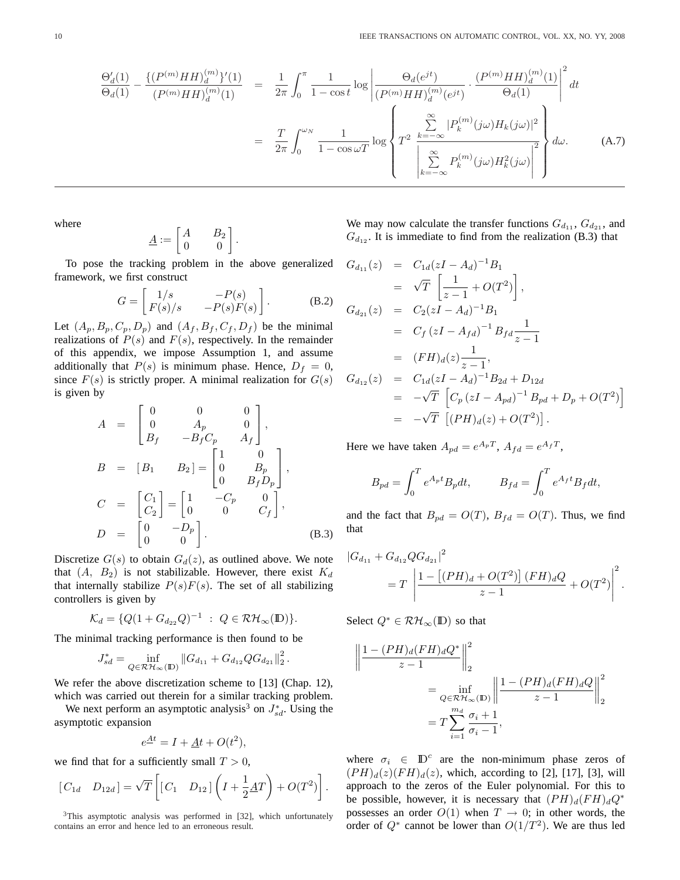$$
\begin{aligned}
\frac{\Theta_d'(1)}{\Theta_d(1)} - \frac{\{(P^{(m)}HH)_d^{(m)}\}'(1)}{(P^{(m)}HH)_d^{(m)}(1)} &= \frac{1}{2\pi}\int_0^{\pi} \frac{1}{1-\cos t}\log\left|\frac{\Theta_d(e^{jt})}{(P^{(m)}HH)_d^{(m)}(e^{jt})}\cdot\frac{(P^{(m)}HH)_d^{(m)}(1)}{\Theta_d(1)}\right|^2 dt \\
&= \frac{T}{2\pi}\int_0^{\omega_N} \frac{1}{1-\cos\omega T}\log\left\{T^2\,\frac{\sum_{k=-\infty}^{\infty}|P_k^{(m)}(j\omega)H_k(j\omega)|^2}{\left|\sum_{k=-\infty}^{\infty}P_k^{(m)}(j\omega)H_k^2(j\omega)\right|^2}\right\}d\omega. \qquad \text{(A.7)}
\end{aligned}
$$

where

$$
\underline{A} := \begin{bmatrix} A & B_2 \\ 0 & 0 \end{bmatrix}.
$$

To pose the tracking problem in the above generalized framework, we first construct

$$
G = \begin{bmatrix} 1/s & -P(s) \\ F(s)/s & -P(s)F(s) \end{bmatrix}. \qquad \text{(B.2)}
$$

Let $(A_p, B_p, C_p, D_p)$ and $(A_f, B_f, C_f, D_f)$ be the minimal realizations of $P(s)$ and $F(s)$, respectively. In the remainder of this appendix, we impose Assumption 1, and assume additionally that $P(s)$ is minimum phase. Hence, $D_f = 0$, since $F(s)$ is strictly proper. A minimal realization for $G(s)$ is given by

$$
\begin{aligned}
A &= \begin{bmatrix} 0 & 0 & 0 \\ 0 & A_p & 0 \\ B_f & -B_fC_p & A_f \end{bmatrix}, \\
B &= [B_1 \quad B_2] = \begin{bmatrix} 1 & 0 \\ 0 & B_p \\ 0 & B_fD_p \end{bmatrix}, \\
C &= \begin{bmatrix} C_1 \\ C_2 \end{bmatrix} = \begin{bmatrix} 1 & -C_p & 0 \\ 0 & 0 & C_f \end{bmatrix}, \\
D &= \begin{bmatrix} 0 & -D_p \\ 0 & 0 \end{bmatrix}. \qquad \text{(B.3)}
\end{aligned}
$$

Discretize $G(s)$ to obtain $G_d(z)$, as outlined above. We note that $(A,\ B_2)$ is not stabilizable. However, there exist $K_d$ that internally stabilize $P(s)F(s)$. The set of all stabilizing controllers is given by

$$
\mathcal{K}_d = \{Q(1+G_{d_{22}}Q)^{-1}\ :\ Q \in \mathcal{RH}_\infty(\mathbb{D})\}.
$$

The minimal tracking performance is then found to be

$$
J_{sd}^* = \inf_{Q\in\mathcal{RH}_\infty(\mathbb{D})} \|G_{d_{11}} + G_{d_{12}}QG_{d_{21}}\|_2^2.
$$

We refer the above discretization scheme to [13] (Chap. 12), which was carried out therein for a similar tracking problem.

We next perform an asymptotic analysis[3] on $J_{sd}^*$. Using the asymptotic expansion

$$
e^{\underline{A}t} = I + \underline{A}t + O(t^2),
$$

we find that for a sufficiently small $T > 0$,

$$
[C_{1d} \quad D_{12d}] = \sqrt{T}\left[[C_1 \quad D_{12}]\left(I + \frac{1}{2}\underline{A}T\right) + O(T^2)\right].
$$

[3]This asymptotic analysis was performed in [32], which unfortunately contains an error and hence led to an erroneous result.

We may now calculate the transfer functions $G_{d_{11}}$, $G_{d_{21}}$, and $G_{d_{12}}$. It is immediate to find from the realization (B.3) that

$$
\begin{aligned}
G_{d_{11}}(z) &= C_{1d}(zI - A_d)^{-1}B_1 \\
&= \sqrt{T}\ \left[\frac{1}{z-1} + O(T^2)\right], \\
G_{d_{21}}(z) &= C_2(zI - A_d)^{-1}B_1 \\
&= C_f\,(zI - A_{fd})^{-1}\,B_{fd}\frac{1}{z-1} \\
&= (FH)_d(z)\frac{1}{z-1}, \\
G_{d_{12}}(z) &= C_{1d}(zI - A_d)^{-1}B_{2d} + D_{12d} \\
&= -\sqrt{T}\ \left[C_p\,(zI - A_{pd})^{-1}\,B_{pd} + D_p + O(T^2)\right] \\
&= -\sqrt{T}\ \left[(PH)_d(z) + O(T^2)\right].
\end{aligned}
$$

Here we have taken $A_{pd} = e^{A_pT}$, $A_{fd} = e^{A_fT}$,

$$
B_{pd} = \int_0^T e^{A_pt}B_p dt, \qquad B_{fd} = \int_0^T e^{A_ft}B_f dt,
$$

and the fact that $B_{pd} = O(T)$, $B_{fd} = O(T)$. Thus, we find that

$$
\begin{aligned}
&|G_{d_{11}} + G_{d_{12}}QG_{d_{21}}|^2 \\
&\qquad = T\ \left|\frac{1 - \left[(PH)_d + O(T^2)\right](FH)_dQ}{z-1} + O(T^2)\right|^2.
\end{aligned}
$$

Select $Q^* \in \mathcal{RH}_\infty(\mathbb{D})$ so that

$$
\begin{aligned}
&\left\|\frac{1-(PH)_d(FH)_dQ^*}{z-1}\right\|_2^2 \\
&\qquad\qquad = \inf_{Q\in\mathcal{RH}_\infty(\mathbb{D})}\left\|\frac{1-(PH)_d(FH)_dQ}{z-1}\right\|_2^2 \\
&\qquad\qquad = T\sum_{i=1}^{m_d}\frac{\sigma_i+1}{\sigma_i-1},
\end{aligned}
$$

where $\sigma_i \in \mathbb{D}^c$ are the non-minimum phase zeros of $(PH)_d(z)(FH)_d(z)$, which, according to [2], [17], [3], will approach to the zeros of the Euler polynomial. For this to be possible, however, it is necessary that $(PH)_d(FH)_dQ^*$ possesses an order $O(1)$ when $T \to 0$; in other words, the order of $Q^*$ cannot be lower than $O(1/T^2)$. We are thus led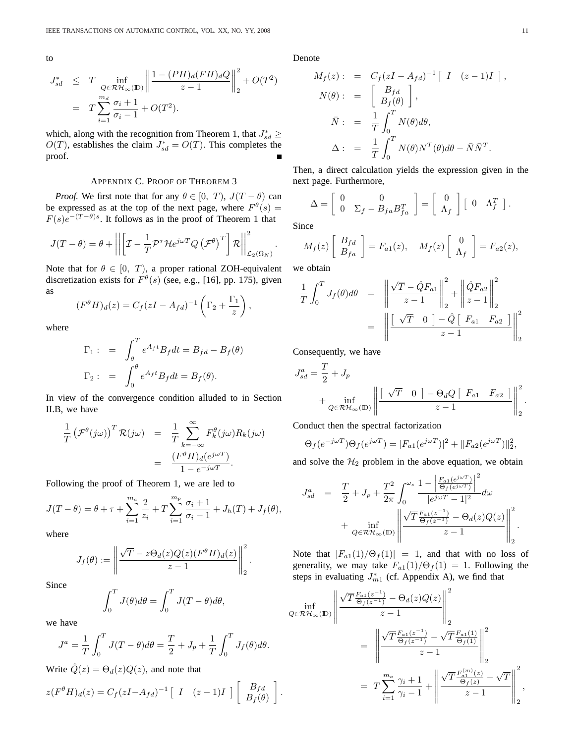to

$$
\begin{aligned}
J_{sd}^* &\leq T \inf_{Q\in\mathcal{RH}_\infty(\mathbb{D})} \left\| \frac{1-(PH)_d(FH)_d Q}{z-1} \right\|_2^2 + O(T^2) \\
&= T\sum_{i=1}^{m_d} \frac{\sigma_i+1}{\sigma_i-1} + O(T^2).
\end{aligned}
$$

which, along with the recognition from Theorem 1, that $J_{sd}^* \geq O(T)$, establishes the claim $J_{sd}^* = O(T)$. This completes the proof. ∎

## Appendix C. Proof of Theorem 3

*Proof.* We first note that for any $\theta \in [0,\ T)$, $J(T-\theta)$ can be expressed as at the top of the next page, where $F^\theta(s) = F(s)e^{-(T-\theta)s}$. It follows as in the proof of Theorem 1 that

$$
J(T-\theta) = \theta + \left\| \left[ \mathcal{I} - \frac{1}{T}\mathcal{P}^\tau \mathcal{H} e^{j\omega T} Q \left(\mathcal{F}^\theta\right)^T \right] \mathcal{R} \right\|_{\mathcal{L}_2(\Omega_N)}^2 .
$$

Note that for $\theta \in [0,\ T)$, a proper rational ZOH-equivalent discretization exists for $F^\theta(s)$ (see, e.g., [16], pp. 175), given as

$$
(F^\theta H)_d(z) = C_f(zI - A_{fd})^{-1}\left(\Gamma_2 + \frac{\Gamma_1}{z}\right),
$$

where

$$
\begin{aligned}
\Gamma_1 : &= \int_\theta^T e^{A_f t} B_f dt = B_{fd} - B_f(\theta) \\
\Gamma_2 : &= \int_0^\theta e^{A_f t} B_f dt = B_f(\theta).
\end{aligned}
$$

In view of the convergence condition alluded to in Section II.B, we have

$$
\begin{aligned}
\frac{1}{T}\left(\mathcal{F}^\theta(j\omega)\right)^T \mathcal{R}(j\omega) &= \frac{1}{T}\sum_{k=-\infty}^{\infty} F_k^\theta(j\omega) R_k(j\omega) \\
&= \frac{(F^\theta H)_d(e^{j\omega T})}{1-e^{-j\omega T}}.
\end{aligned}
$$

Following the proof of Theorem 1, we are led to

$$
J(T-\theta) = \theta + \tau + \sum_{i=1}^{m_c}\frac{2}{z_i} + T\sum_{i=1}^{m_p}\frac{\sigma_i+1}{\sigma_i-1} + J_h(T) + J_f(\theta),
$$

where

$$
J_f(\theta) := \left\| \frac{\sqrt{T} - z\Theta_d(z)Q(z)(F^\theta H)_d(z)}{z-1} \right\|_2^2 .
$$

Since

$$
\int_0^T J(\theta)d\theta = \int_0^T J(T-\theta)d\theta,
$$

we have

$$
J^a = \frac{1}{T}\int_0^T J(T-\theta)d\theta = \frac{T}{2} + J_p + \frac{1}{T}\int_0^T J_f(\theta)d\theta.
$$

Write $\hat{Q}(z) = \Theta_d(z)Q(z)$, and note that

$$
z(F^\theta H)_d(z) = C_f(zI - A_{fd})^{-1}\left[\begin{array}{cc} I & (z-1)I \end{array}\right]\left[\begin{array}{c} B_{fd} \\ B_f(\theta) \end{array}\right].
$$

Denote

$$
\begin{aligned}
M_f(z) : &= C_f(zI-A_{fd})^{-1}\left[\begin{array}{cc} I & (z-1)I \end{array}\right], \\
N(\theta) : &= \left[\begin{array}{c} B_{fd} \\ B_f(\theta) \end{array}\right], \\
\bar{N} : &= \frac{1}{T}\int_0^T N(\theta)d\theta, \\
\Delta : &= \frac{1}{T}\int_0^T N(\theta)N^T(\theta)d\theta - \bar{N}\bar{N}^T.
\end{aligned}
$$

Then, a direct calculation yields the expression given in the next page. Furthermore,

$$
\Delta = \left[\begin{array}{cc} 0 & 0 \\ 0 & \Sigma_f - B_{fa}B_{fa}^T \end{array}\right] = \left[\begin{array}{c} 0 \\ \Lambda_f \end{array}\right]\left[\begin{array}{cc} 0 & \Lambda_f^T \end{array}\right].
$$

Since

$$
M_f(z)\left[\begin{array}{c} B_{fd} \\ B_{fa} \end{array}\right] = F_{a1}(z), \quad M_f(z)\left[\begin{array}{c} 0 \\ \Lambda_f \end{array}\right] = F_{a2}(z),
$$

we obtain

$$
\begin{aligned}
\frac{1}{T}\int_0^T J_f(\theta)d\theta &= \left\| \frac{\sqrt{T} - \hat{Q}F_{a1}}{z-1} \right\|_2^2 + \left\| \frac{\hat{Q}F_{a2}}{z-1} \right\|_2^2 \\
&= \left\| \frac{\left[\begin{array}{cc} \sqrt{T} & 0 \end{array}\right] - \hat{Q}\left[\begin{array}{cc} F_{a1} & F_{a2} \end{array}\right]}{z-1} \right\|_2^2
\end{aligned}
$$

Consequently, we have

$$
\begin{aligned}
J_{sd}^a = \frac{T}{2} + J_p \\
+ \inf_{Q\in\mathcal{RH}_\infty(\mathbb{D})} \left\| \frac{\left[\begin{array}{cc} \sqrt{T} & 0 \end{array}\right] - \Theta_d Q\left[\begin{array}{cc} F_{a1} & F_{a2} \end{array}\right]}{z-1} \right\|_2^2 .
\end{aligned}
$$

Conduct then the spectral factorization

$$
\Theta_f(e^{-j\omega T})\Theta_f(e^{j\omega T}) = |F_{a1}(e^{j\omega T})|^2 + \|F_{a2}(e^{j\omega T})\|_2^2,
$$

and solve the $\mathcal{H}_2$ problem in the above equation, we obtain

$$
\begin{aligned}
J_{sd}^a &= \frac{T}{2} + J_p + \frac{T^2}{2\pi}\int_0^{\omega_s} \frac{1 - \left|\frac{F_{a1}(e^{j\omega T})}{\Theta_f(e^{j\omega T})}\right|^2}{|e^{j\omega T}-1|^2} d\omega \\
&\quad + \inf_{Q\in\mathcal{RH}_\infty(\mathbb{D})} \left\| \frac{\sqrt{T}\frac{F_{a1}(z^{-1})}{\Theta_f(z^{-1})} - \Theta_d(z)Q(z)}{z-1} \right\|_2^2 .
\end{aligned}
$$

Note that $|F_{a1}(1)/\Theta_f(1)| = 1$, and that with no loss of generality, we may take $F_{a1}(1)/\Theta_f(1) = 1$. Following the steps in evaluating $J_{m1}^*$ (cf. Appendix A), we find that

$$
\begin{aligned}
\inf_{Q\in\mathcal{RH}_\infty(\mathbb{D})} &\left\| \frac{\sqrt{T}\frac{F_{a1}(z^{-1})}{\Theta_f(z^{-1})} - \Theta_d(z)Q(z)}{z-1} \right\|_2^2 \\
&= \left\| \frac{\sqrt{T}\frac{F_{a1}(z^{-1})}{\Theta_f(z^{-1})} - \sqrt{T}\frac{F_{a1}(1)}{\Theta_f(1)}}{z-1} \right\|_2^2 \\
&= T\sum_{i=1}^{m_a}\frac{\gamma_i+1}{\gamma_i-1} + \left\| \frac{\sqrt{T}\frac{F_{a1}^{(m)}(z)}{\Theta_f(z)} - \sqrt{T}}{z-1} \right\|_2^2 ,
\end{aligned}
$$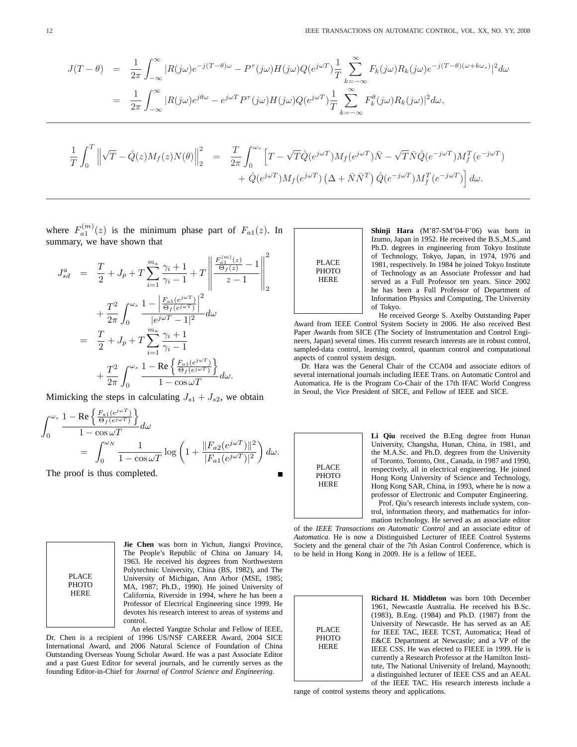$$
\begin{aligned}
J(T-\theta) &= \frac{1}{2\pi}\int_{-\infty}^{\infty} |R(j\omega)e^{-j(T-\theta)\omega} - P^{\tau}(j\omega)H(j\omega)Q(e^{j\omega T})\frac{1}{T}\sum_{k=-\infty}^{\infty} F_k(j\omega)R_k(j\omega)e^{-j(T-\theta)(\omega+k\omega_s)}|^2 d\omega \\
&= \frac{1}{2\pi}\int_{-\infty}^{\infty} |R(j\omega)e^{j\theta\omega} - e^{j\omega T}P^{\tau}(j\omega)H(j\omega)Q(e^{j\omega T})\frac{1}{T}\sum_{k=-\infty}^{\infty} F_k^{\theta}(j\omega)R_k(j\omega)|^2 d\omega,
\end{aligned}
$$

$$
\begin{aligned}
\frac{1}{T}\int_0^T \left\| \sqrt{T} - \hat{Q}(z)M_f(z)N(\theta)\right\|_2^2 &= \frac{T}{2\pi}\int_0^{\omega_s}\Big[T - \sqrt{T}\hat{Q}(e^{j\omega T})M_f(e^{j\omega T})\bar{N} - \sqrt{T}\bar{N}\hat{Q}(e^{-j\omega T})M_f^T(e^{-j\omega T}) \\
&\quad + \hat{Q}(e^{j\omega T})M_f(e^{j\omega T})\left(\Delta + \bar{N}\bar{N}^T\right)\hat{Q}(e^{-j\omega T})M_f^T(e^{-j\omega T})\Big]\, d\omega.
\end{aligned}
$$

where $F_{a1}^{(m)}(z)$ is the minimum phase part of $F_{a1}(z)$. In summary, we have shown that

$$
\begin{aligned}
J_{sd}^a &= \frac{T}{2} + J_p + T\sum_{i=1}^{m_a}\frac{\gamma_i+1}{\gamma_i-1} + T\left\|\frac{\frac{F_{a1}^{(m)}(z)}{\Theta_f(z)}-1}{z-1}\right\|_2^2 \\
&\quad + \frac{T^2}{2\pi}\int_0^{\omega_s}\frac{1-\left|\frac{F_{a1}(e^{j\omega T})}{\Theta_f(e^{j\omega T})}\right|^2}{|e^{j\omega T}-1|^2}d\omega \\
&= \frac{T}{2} + J_p + T\sum_{i=1}^{m_a}\frac{\gamma_i+1}{\gamma_i-1} \\
&\quad + \frac{T^2}{2\pi}\int_0^{\omega_s}\frac{1-\mathrm{Re}\left\{\frac{F_{a1}(e^{j\omega T})}{\Theta_f(e^{j\omega T})}\right\}}{1-\cos\omega T}d\omega.
\end{aligned}
$$

Mimicking the steps in calculating $J_{s1}+J_{s2}$, we obtain

$$
\begin{aligned}
\int_0^{\omega_s}&\frac{1-\mathrm{Re}\left\{\frac{F_{a1}(e^{j\omega T})}{\Theta_f(e^{j\omega T})}\right\}}{1-\cos\omega T}d\omega \\
&= \int_0^{\omega_N}\frac{1}{1-\cos\omega T}\log\left(1+\frac{\|F_{a2}(e^{j\omega T})\|^2}{|F_{a1}(e^{j\omega T})|^2}\right)d\omega.
\end{aligned}
$$

The proof is thus completed. ∎

PLACE PHOTO HERE

**Jie Chen** was born in Yichun, Jiangxi Province, The People's Republic of China on January 14, 1963. He received his degrees from Northwestern Polytechnic University, China (BS, 1982), and The University of Michigan, Ann Arbor (MSE, 1985; MA, 1987; Ph.D., 1990). He joined University of California, Riverside in 1994, where he has been a Professor of Electrical Engineering since 1999. He devotes his research interest to areas of systems and control.

An elected Yangtze Scholar and Fellow of IEEE, Dr. Chen is a recipient of 1996 US/NSF CAREER Award, 2004 SICE International Award, and 2006 Natural Science of Foundation of China Outstanding Overseas Young Scholar Award. He was a past Associate Editor and a past Guest Editor for several journals, and he currently serves as the founding Editor-in-Chief for *Journal of Control Science and Engineering*.

PLACE PHOTO HERE

**Shinji Hara** (M'87-SM'04-F'06) was born in Izumo, Japan in 1952. He received the B.S.,M.S.,and Ph.D. degrees in engineering from Tokyo Institute of Technology, Tokyo, Japan, in 1974, 1976 and 1981, respectively. In 1984 he joined Tokyo Institute of Technology as an Associate Professor and had served as a Full Professor ten years. Since 2002 he has been a Full Professor of Department of Information Physics and Computing, The University of Tokyo.

He received George S. Axelby Outstanding Paper Award from IEEE Control System Society in 2006. He also received Best Paper Awards from SICE (The Society of Instrumentation and Control Engineers, Japan) several times. His current research interests are in robust control, sampled-data control, learning control, quantum control and computational aspects of control system design.

Dr. Hara was the General Chair of the CCA04 and associate editors of several international journals including IEEE Trans. on Automatic Control and Automatica. He is the Program Co-Chair of the 17th IFAC World Congress in Seoul, the Vice President of SICE, and Fellow of IEEE and SICE.

PLACE PHOTO HERE

**Li Qiu** received the B.Eng degree from Hunan University, Changsha, Hunan, China, in 1981, and the M.A.Sc. and Ph.D. degrees from the University of Toronto, Toronto, Ont., Canada, in 1987 and 1990, respectively, all in electrical engineering. He joined Hong Kong University of Science and Technology, Hong Kong SAR, China, in 1993, where he is now a professor of Electronic and Computer Engineering.

Prof. Qiu's research interests include system, control, information theory, and mathematics for information technology. He served as an associate editor of the *IEEE Transactions on Automatic Control* and an associate editor of *Automatica*. He is now a Distinguished Lecturer of IEEE Control Systems Society and the general chair of the 7th Asian Control Conference, which is to be held in Hong Kong in 2009. He is a fellow of IEEE.

PLACE PHOTO HERE

**Richard H. Middleton** was born 10th December 1961, Newcastle Australia. He received his B.Sc. (1983), B.Eng. (1984) and Ph.D. (1987) from the University of Newcastle. He has served as an AE for IEEE TAC, IEEE TCST, Automatica; Head of E&CE Department at Newcastle; and a VP of the IEEE CSS. He was elected to FIEEE in 1999. He is currently a Research Professor at the Hamilton Institute, The National University of Ireland, Maynooth; a distinguished lecturer of IEEE CSS and an AEAL of the IEEE TAC. His research interests include a range of control systems theory and applications.